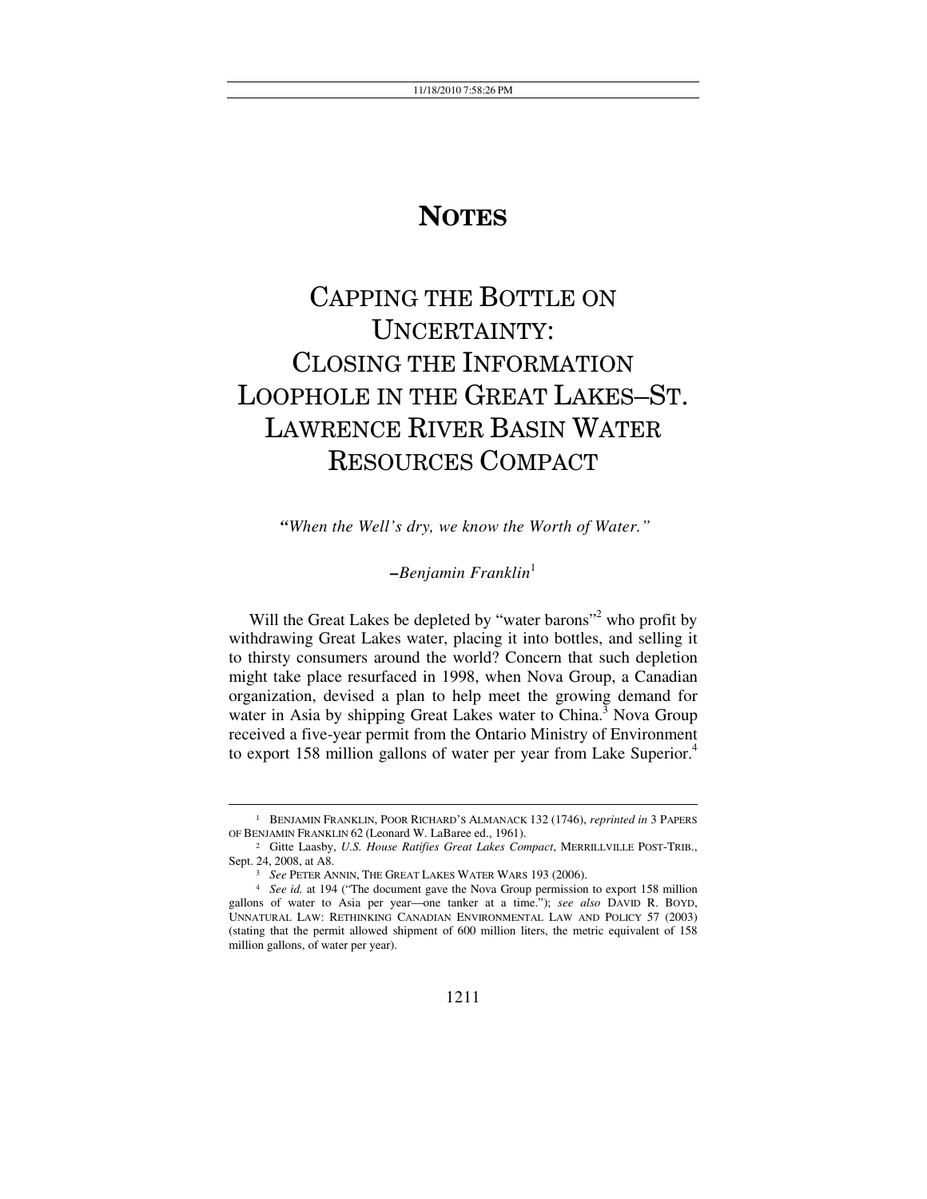# NOTES

# CAPPING THE BOTTLE ON UNCERTAINTY: CLOSING THE INFORMATION LOOPHOLE IN THE GREAT LAKES–ST. LAWRENCE RIVER BASIN WATER RESOURCES COMPACT

*"When the Well's dry, we know the Worth of Water."*

*–Benjamin Franklin*[1]

Will the Great Lakes be depleted by "water barons"[2] who profit by withdrawing Great Lakes water, placing it into bottles, and selling it to thirsty consumers around the world? Concern that such depletion might take place resurfaced in 1998, when Nova Group, a Canadian organization, devised a plan to help meet the growing demand for water in Asia by shipping Great Lakes water to China.[3] Nova Group received a five-year permit from the Ontario Ministry of Environment to export 158 million gallons of water per year from Lake Superior.[4]

---

1 BENJAMIN FRANKLIN, POOR RICHARD'S ALMANACK 132 (1746), *reprinted in* 3 PAPERS OF BENJAMIN FRANKLIN 62 (Leonard W. LaBaree ed., 1961).

2 Gitte Laasby, *U.S. House Ratifies Great Lakes Compact*, MERRILLVILLE POST-TRIB., Sept. 24, 2008, at A8.

3 *See* PETER ANNIN, THE GREAT LAKES WATER WARS 193 (2006).

4 *See id.* at 194 ("The document gave the Nova Group permission to export 158 million gallons of water to Asia per year—one tanker at a time."); *see also* DAVID R. BOYD, UNNATURAL LAW: RETHINKING CANADIAN ENVIRONMENTAL LAW AND POLICY 57 (2003) (stating that the permit allowed shipment of 600 million liters, the metric equivalent of 158 million gallons, of water per year).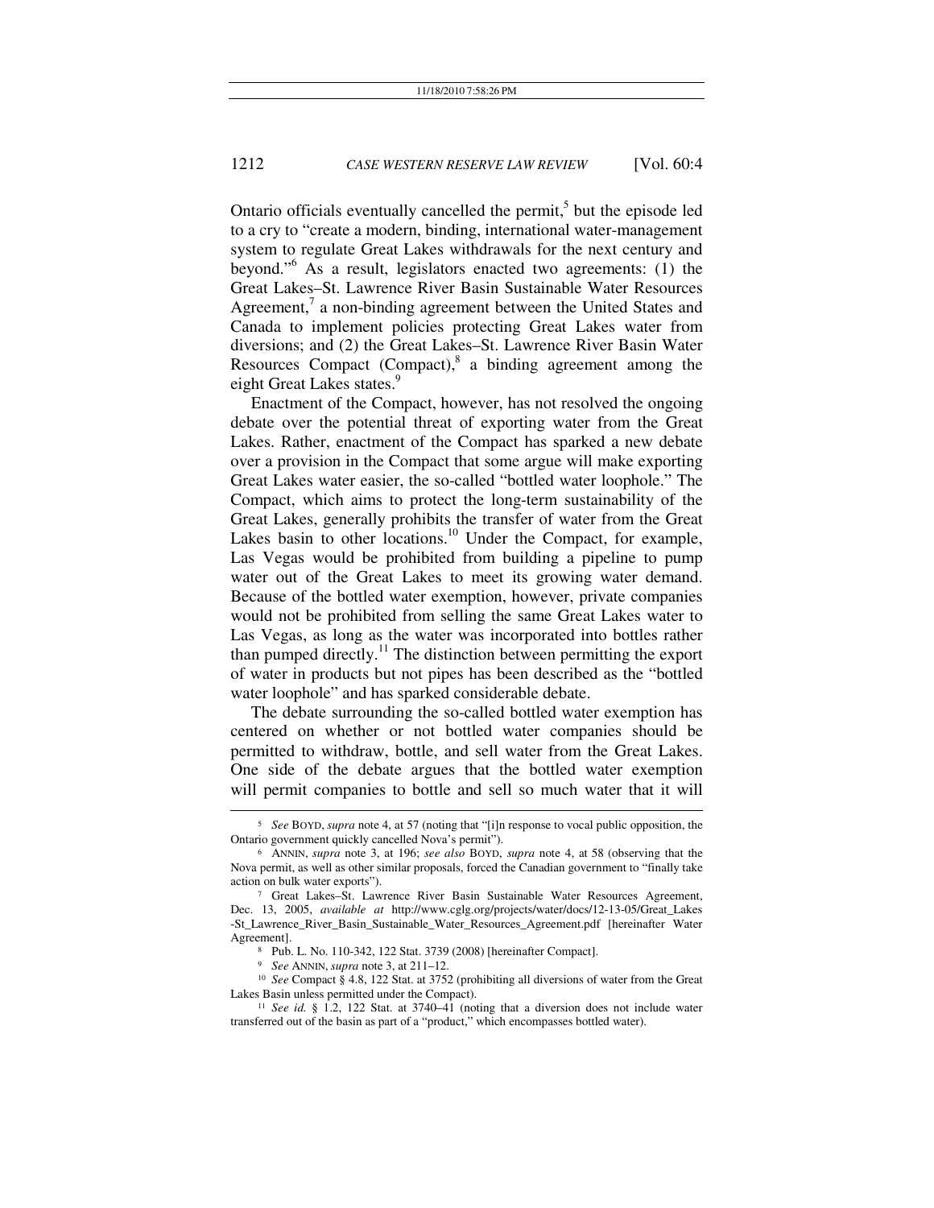Ontario officials eventually cancelled the permit,[5] but the episode led to a cry to "create a modern, binding, international water-management system to regulate Great Lakes withdrawals for the next century and beyond."[6] As a result, legislators enacted two agreements: (1) the Great Lakes–St. Lawrence River Basin Sustainable Water Resources Agreement,[7] a non-binding agreement between the United States and Canada to implement policies protecting Great Lakes water from diversions; and (2) the Great Lakes–St. Lawrence River Basin Water Resources Compact (Compact),[8] a binding agreement among the eight Great Lakes states.[9]

Enactment of the Compact, however, has not resolved the ongoing debate over the potential threat of exporting water from the Great Lakes. Rather, enactment of the Compact has sparked a new debate over a provision in the Compact that some argue will make exporting Great Lakes water easier, the so-called "bottled water loophole." The Compact, which aims to protect the long-term sustainability of the Great Lakes, generally prohibits the transfer of water from the Great Lakes basin to other locations.[10] Under the Compact, for example, Las Vegas would be prohibited from building a pipeline to pump water out of the Great Lakes to meet its growing water demand. Because of the bottled water exemption, however, private companies would not be prohibited from selling the same Great Lakes water to Las Vegas, as long as the water was incorporated into bottles rather than pumped directly.[11] The distinction between permitting the export of water in products but not pipes has been described as the "bottled water loophole" and has sparked considerable debate.

The debate surrounding the so-called bottled water exemption has centered on whether or not bottled water companies should be permitted to withdraw, bottle, and sell water from the Great Lakes. One side of the debate argues that the bottled water exemption will permit companies to bottle and sell so much water that it will

---

[5] *See* BOYD, *supra* note 4, at 57 (noting that "[i]n response to vocal public opposition, the Ontario government quickly cancelled Nova's permit").

[6] ANNIN, *supra* note 3, at 196; *see also* BOYD, *supra* note 4, at 58 (observing that the Nova permit, as well as other similar proposals, forced the Canadian government to "finally take action on bulk water exports").

[7] Great Lakes–St. Lawrence River Basin Sustainable Water Resources Agreement, Dec. 13, 2005, *available at* http://www.cglg.org/projects/water/docs/12-13-05/Great_Lakes-St_Lawrence_River_Basin_Sustainable_Water_Resources_Agreement.pdf [hereinafter Water Agreement].

[8] Pub. L. No. 110-342, 122 Stat. 3739 (2008) [hereinafter Compact].

[9] *See* ANNIN, *supra* note 3, at 211–12.

[10] *See* Compact § 4.8, 122 Stat. at 3752 (prohibiting all diversions of water from the Great Lakes Basin unless permitted under the Compact).

[11] *See id.* § 1.2, 122 Stat. at 3740–41 (noting that a diversion does not include water transferred out of the basin as part of a "product," which encompasses bottled water).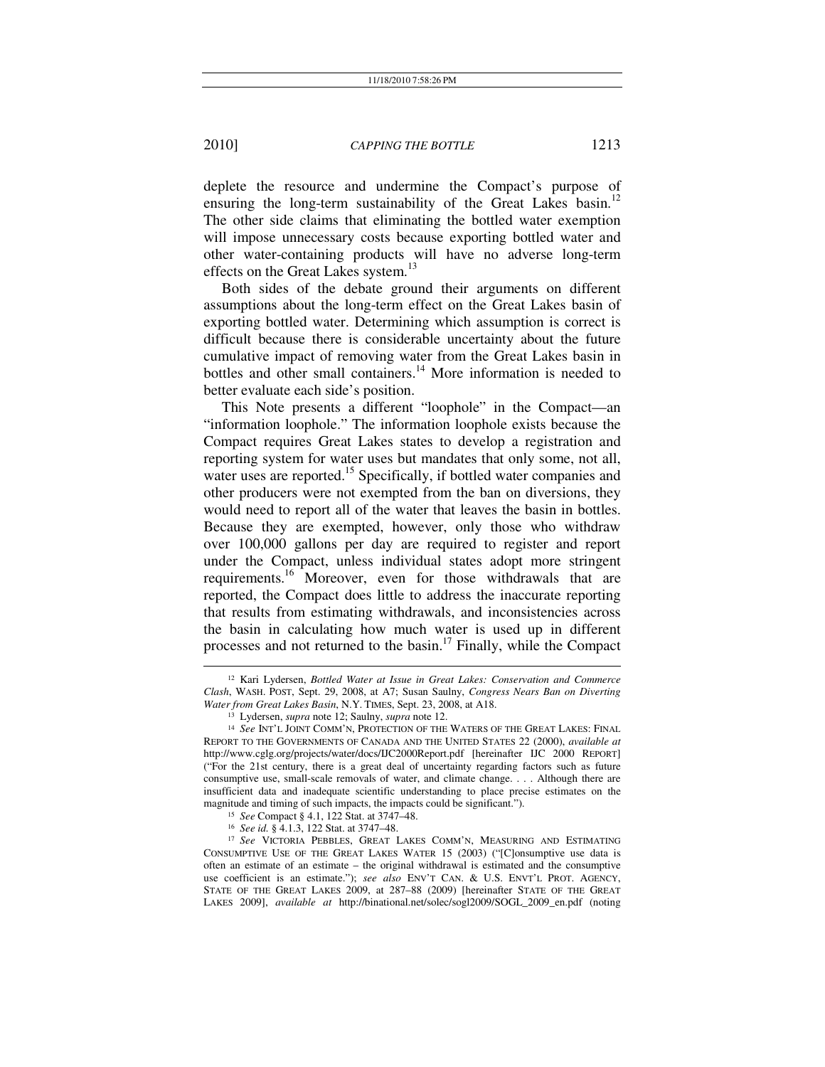deplete the resource and undermine the Compact's purpose of ensuring the long-term sustainability of the Great Lakes basin.[12] The other side claims that eliminating the bottled water exemption will impose unnecessary costs because exporting bottled water and other water-containing products will have no adverse long-term effects on the Great Lakes system.[13]

Both sides of the debate ground their arguments on different assumptions about the long-term effect on the Great Lakes basin of exporting bottled water. Determining which assumption is correct is difficult because there is considerable uncertainty about the future cumulative impact of removing water from the Great Lakes basin in bottles and other small containers.[14] More information is needed to better evaluate each side's position.

This Note presents a different "loophole" in the Compact—an "information loophole." The information loophole exists because the Compact requires Great Lakes states to develop a registration and reporting system for water uses but mandates that only some, not all, water uses are reported.[15] Specifically, if bottled water companies and other producers were not exempted from the ban on diversions, they would need to report all of the water that leaves the basin in bottles. Because they are exempted, however, only those who withdraw over 100,000 gallons per day are required to register and report under the Compact, unless individual states adopt more stringent requirements.[16] Moreover, even for those withdrawals that are reported, the Compact does little to address the inaccurate reporting that results from estimating withdrawals, and inconsistencies across the basin in calculating how much water is used up in different processes and not returned to the basin.[17] Finally, while the Compact

---

[12] Kari Lydersen, *Bottled Water at Issue in Great Lakes: Conservation and Commerce Clash*, WASH. POST, Sept. 29, 2008, at A7; Susan Saulny, *Congress Nears Ban on Diverting Water from Great Lakes Basin*, N.Y. TIMES, Sept. 23, 2008, at A18.

[13] Lydersen, *supra* note 12; Saulny, *supra* note 12.

[14] *See* INT'L JOINT COMM'N, PROTECTION OF THE WATERS OF THE GREAT LAKES: FINAL REPORT TO THE GOVERNMENTS OF CANADA AND THE UNITED STATES 22 (2000), *available at* http://www.cglg.org/projects/water/docs/IJC2000Report.pdf [hereinafter IJC 2000 REPORT] ("For the 21st century, there is a great deal of uncertainty regarding factors such as future consumptive use, small-scale removals of water, and climate change. . . . Although there are insufficient data and inadequate scientific understanding to place precise estimates on the magnitude and timing of such impacts, the impacts could be significant.").

[15] *See* Compact § 4.1, 122 Stat. at 3747–48.

[16] *See id.* § 4.1.3, 122 Stat. at 3747–48.

[17] *See* VICTORIA PEBBLES, GREAT LAKES COMM'N, MEASURING AND ESTIMATING CONSUMPTIVE USE OF THE GREAT LAKES WATER 15 (2003) ("[C]onsumptive use data is often an estimate of an estimate – the original withdrawal is estimated and the consumptive use coefficient is an estimate."); *see also* ENV'T CAN. & U.S. ENVT'L PROT. AGENCY, STATE OF THE GREAT LAKES 2009, at 287–88 (2009) [hereinafter STATE OF THE GREAT LAKES 2009], *available at* http://binational.net/solec/sogl2009/SOGL_2009_en.pdf (noting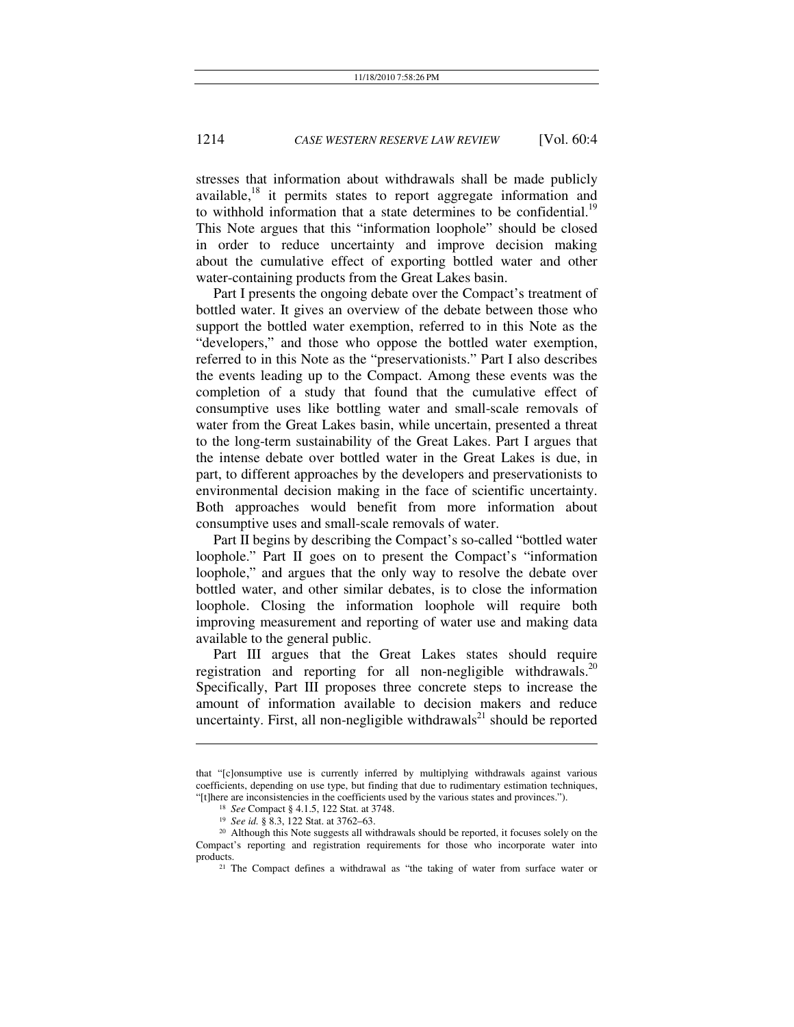stresses that information about withdrawals shall be made publicly available,[18] it permits states to report aggregate information and to withhold information that a state determines to be confidential.[19] This Note argues that this "information loophole" should be closed in order to reduce uncertainty and improve decision making about the cumulative effect of exporting bottled water and other water-containing products from the Great Lakes basin.

Part I presents the ongoing debate over the Compact's treatment of bottled water. It gives an overview of the debate between those who support the bottled water exemption, referred to in this Note as the "developers," and those who oppose the bottled water exemption, referred to in this Note as the "preservationists." Part I also describes the events leading up to the Compact. Among these events was the completion of a study that found that the cumulative effect of consumptive uses like bottling water and small-scale removals of water from the Great Lakes basin, while uncertain, presented a threat to the long-term sustainability of the Great Lakes. Part I argues that the intense debate over bottled water in the Great Lakes is due, in part, to different approaches by the developers and preservationists to environmental decision making in the face of scientific uncertainty. Both approaches would benefit from more information about consumptive uses and small-scale removals of water.

Part II begins by describing the Compact's so-called "bottled water loophole." Part II goes on to present the Compact's "information loophole," and argues that the only way to resolve the debate over bottled water, and other similar debates, is to close the information loophole. Closing the information loophole will require both improving measurement and reporting of water use and making data available to the general public.

Part III argues that the Great Lakes states should require registration and reporting for all non-negligible withdrawals.[20] Specifically, Part III proposes three concrete steps to increase the amount of information available to decision makers and reduce uncertainty. First, all non-negligible withdrawals[21] should be reported

---

that "[c]onsumptive use is currently inferred by multiplying withdrawals against various coefficients, depending on use type, but finding that due to rudimentary estimation techniques, "[t]here are inconsistencies in the coefficients used by the various states and provinces.").

[18] *See* Compact § 4.1.5, 122 Stat. at 3748.

[19] *See id.* § 8.3, 122 Stat. at 3762–63.

[20] Although this Note suggests all withdrawals should be reported, it focuses solely on the Compact's reporting and registration requirements for those who incorporate water into products.

[21] The Compact defines a withdrawal as "the taking of water from surface water or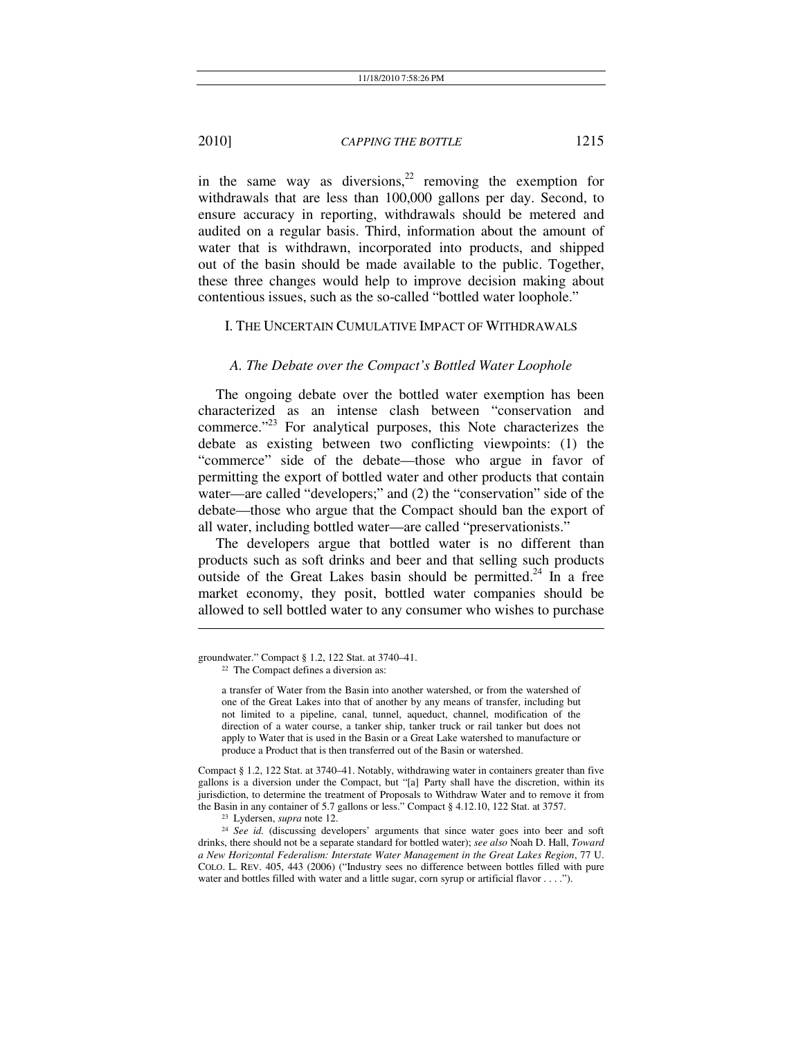in the same way as diversions,[22] removing the exemption for withdrawals that are less than 100,000 gallons per day. Second, to ensure accuracy in reporting, withdrawals should be metered and audited on a regular basis. Third, information about the amount of water that is withdrawn, incorporated into products, and shipped out of the basin should be made available to the public. Together, these three changes would help to improve decision making about contentious issues, such as the so-called "bottled water loophole."

## I. THE UNCERTAIN CUMULATIVE IMPACT OF WITHDRAWALS

### *A. The Debate over the Compact's Bottled Water Loophole*

The ongoing debate over the bottled water exemption has been characterized as an intense clash between "conservation and commerce."[23] For analytical purposes, this Note characterizes the debate as existing between two conflicting viewpoints: (1) the "commerce" side of the debate—those who argue in favor of permitting the export of bottled water and other products that contain water—are called "developers;" and (2) the "conservation" side of the debate—those who argue that the Compact should ban the export of all water, including bottled water—are called "preservationists."

The developers argue that bottled water is no different than products such as soft drinks and beer and that selling such products outside of the Great Lakes basin should be permitted.[24] In a free market economy, they posit, bottled water companies should be allowed to sell bottled water to any consumer who wishes to purchase

---

groundwater." Compact § 1.2, 122 Stat. at 3740–41.

[22] The Compact defines a diversion as:

> a transfer of Water from the Basin into another watershed, or from the watershed of one of the Great Lakes into that of another by any means of transfer, including but not limited to a pipeline, canal, tunnel, aqueduct, channel, modification of the direction of a water course, a tanker ship, tanker truck or rail tanker but does not apply to Water that is used in the Basin or a Great Lake watershed to manufacture or produce a Product that is then transferred out of the Basin or watershed.

Compact § 1.2, 122 Stat. at 3740–41. Notably, withdrawing water in containers greater than five gallons is a diversion under the Compact, but "[a] Party shall have the discretion, within its jurisdiction, to determine the treatment of Proposals to Withdraw Water and to remove it from the Basin in any container of 5.7 gallons or less." Compact § 4.12.10, 122 Stat. at 3757.

[23] Lydersen, *supra* note 12.

[24] *See id.* (discussing developers' arguments that since water goes into beer and soft drinks, there should not be a separate standard for bottled water); *see also* Noah D. Hall, *Toward a New Horizontal Federalism: Interstate Water Management in the Great Lakes Region*, 77 U. COLO. L. REV. 405, 443 (2006) ("Industry sees no difference between bottles filled with pure water and bottles filled with water and a little sugar, corn syrup or artificial flavor . . . .").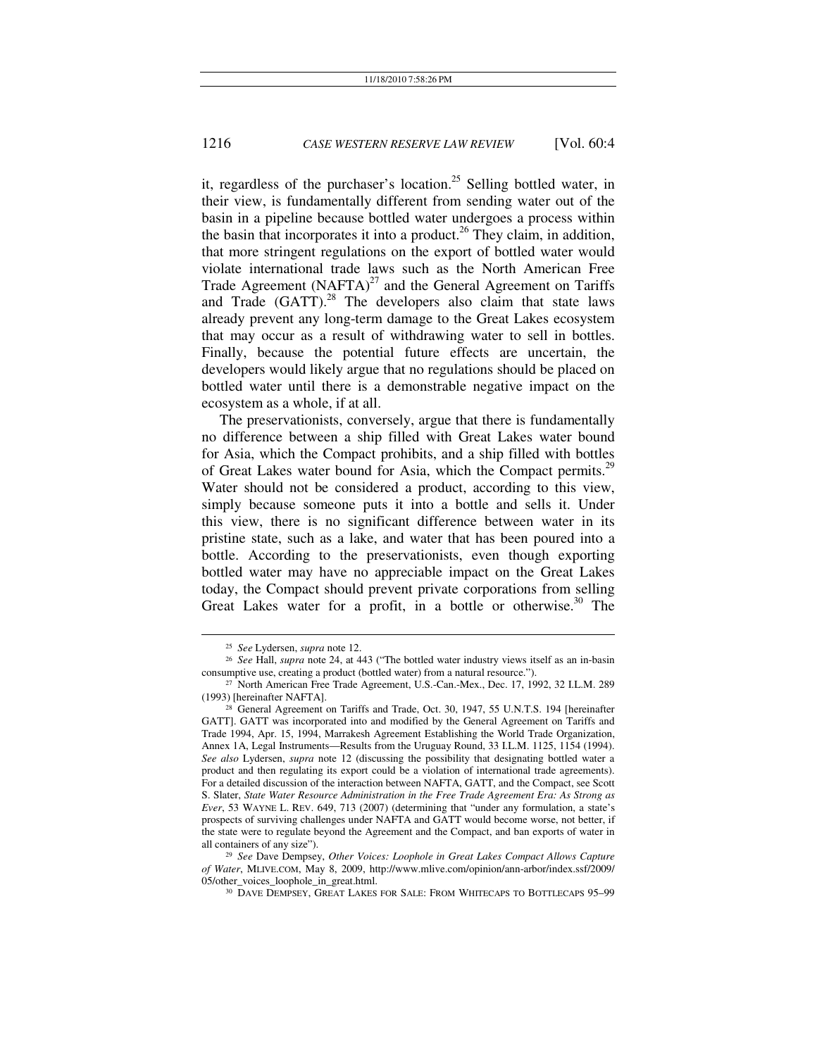it, regardless of the purchaser's location.[25] Selling bottled water, in their view, is fundamentally different from sending water out of the basin in a pipeline because bottled water undergoes a process within the basin that incorporates it into a product.[26] They claim, in addition, that more stringent regulations on the export of bottled water would violate international trade laws such as the North American Free Trade Agreement (NAFTA)[27] and the General Agreement on Tariffs and Trade (GATT).[28] The developers also claim that state laws already prevent any long-term damage to the Great Lakes ecosystem that may occur as a result of withdrawing water to sell in bottles. Finally, because the potential future effects are uncertain, the developers would likely argue that no regulations should be placed on bottled water until there is a demonstrable negative impact on the ecosystem as a whole, if at all.

The preservationists, conversely, argue that there is fundamentally no difference between a ship filled with Great Lakes water bound for Asia, which the Compact prohibits, and a ship filled with bottles of Great Lakes water bound for Asia, which the Compact permits.[29] Water should not be considered a product, according to this view, simply because someone puts it into a bottle and sells it. Under this view, there is no significant difference between water in its pristine state, such as a lake, and water that has been poured into a bottle. According to the preservationists, even though exporting bottled water may have no appreciable impact on the Great Lakes today, the Compact should prevent private corporations from selling Great Lakes water for a profit, in a bottle or otherwise.[30] The

---

[25] *See* Lydersen, *supra* note 12.

[26] *See* Hall, *supra* note 24, at 443 ("The bottled water industry views itself as an in-basin consumptive use, creating a product (bottled water) from a natural resource.").

[27] North American Free Trade Agreement, U.S.-Can.-Mex., Dec. 17, 1992, 32 I.L.M. 289 (1993) [hereinafter NAFTA].

[28] General Agreement on Tariffs and Trade, Oct. 30, 1947, 55 U.N.T.S. 194 [hereinafter GATT]. GATT was incorporated into and modified by the General Agreement on Tariffs and Trade 1994, Apr. 15, 1994, Marrakesh Agreement Establishing the World Trade Organization, Annex 1A, Legal Instruments—Results from the Uruguay Round, 33 I.L.M. 1125, 1154 (1994). *See also* Lydersen, *supra* note 12 (discussing the possibility that designating bottled water a product and then regulating its export could be a violation of international trade agreements). For a detailed discussion of the interaction between NAFTA, GATT, and the Compact, see Scott S. Slater, *State Water Resource Administration in the Free Trade Agreement Era: As Strong as Ever*, 53 WAYNE L. REV. 649, 713 (2007) (determining that "under any formulation, a state's prospects of surviving challenges under NAFTA and GATT would become worse, not better, if the state were to regulate beyond the Agreement and the Compact, and ban exports of water in all containers of any size").

[29] *See* Dave Dempsey, *Other Voices: Loophole in Great Lakes Compact Allows Capture of Water*, MLIVE.COM, May 8, 2009, http://www.mlive.com/opinion/ann-arbor/index.ssf/2009/05/other_voices_loophole_in_great.html.

[30] DAVE DEMPSEY, GREAT LAKES FOR SALE: FROM WHITECAPS TO BOTTLECAPS 95–99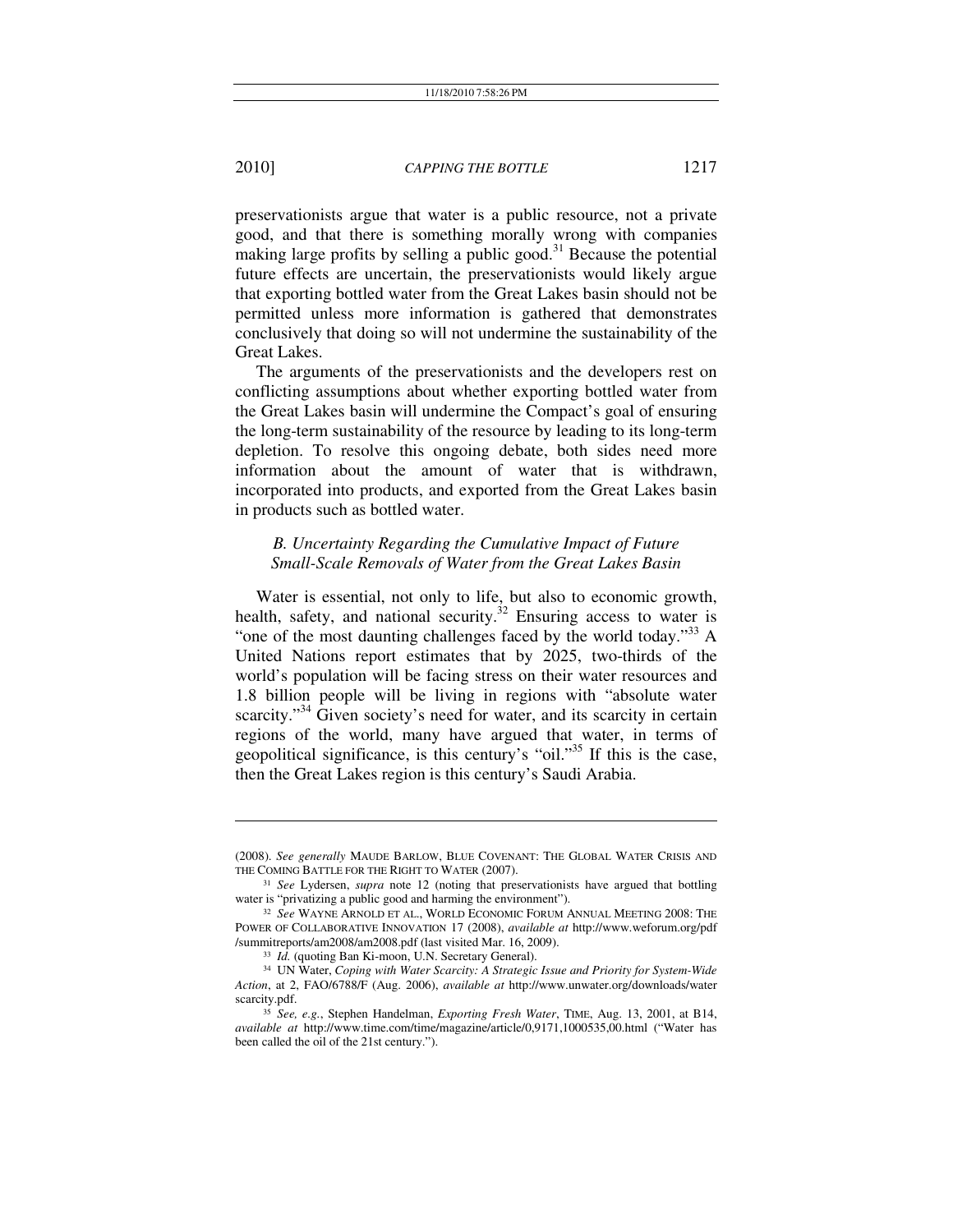preservationists argue that water is a public resource, not a private good, and that there is something morally wrong with companies making large profits by selling a public good.[31] Because the potential future effects are uncertain, the preservationists would likely argue that exporting bottled water from the Great Lakes basin should not be permitted unless more information is gathered that demonstrates conclusively that doing so will not undermine the sustainability of the Great Lakes.

The arguments of the preservationists and the developers rest on conflicting assumptions about whether exporting bottled water from the Great Lakes basin will undermine the Compact's goal of ensuring the long-term sustainability of the resource by leading to its long-term depletion. To resolve this ongoing debate, both sides need more information about the amount of water that is withdrawn, incorporated into products, and exported from the Great Lakes basin in products such as bottled water.

### *B. Uncertainty Regarding the Cumulative Impact of Future Small-Scale Removals of Water from the Great Lakes Basin*

Water is essential, not only to life, but also to economic growth, health, safety, and national security.[32] Ensuring access to water is "one of the most daunting challenges faced by the world today."[33] A United Nations report estimates that by 2025, two-thirds of the world's population will be facing stress on their water resources and 1.8 billion people will be living in regions with "absolute water scarcity."[34] Given society's need for water, and its scarcity in certain regions of the world, many have argued that water, in terms of geopolitical significance, is this century's "oil."[35] If this is the case, then the Great Lakes region is this century's Saudi Arabia.

---

(2008). *See generally* MAUDE BARLOW, BLUE COVENANT: THE GLOBAL WATER CRISIS AND THE COMING BATTLE FOR THE RIGHT TO WATER (2007).

[31] *See* Lydersen, *supra* note 12 (noting that preservationists have argued that bottling water is "privatizing a public good and harming the environment").

[32] *See* WAYNE ARNOLD ET AL., WORLD ECONOMIC FORUM ANNUAL MEETING 2008: THE POWER OF COLLABORATIVE INNOVATION 17 (2008), *available at* http://www.weforum.org/pdf/summitreports/am2008/am2008.pdf (last visited Mar. 16, 2009).

[33] *Id.* (quoting Ban Ki-moon, U.N. Secretary General).

[34] UN Water, *Coping with Water Scarcity: A Strategic Issue and Priority for System-Wide Action*, at 2, FAO/6788/F (Aug. 2006), *available at* http://www.unwater.org/downloads/waterscarcity.pdf.

[35] *See, e.g.*, Stephen Handelman, *Exporting Fresh Water*, TIME, Aug. 13, 2001, at B14, *available at* http://www.time.com/time/magazine/article/0,9171,1000535,00.html ("Water has been called the oil of the 21st century.").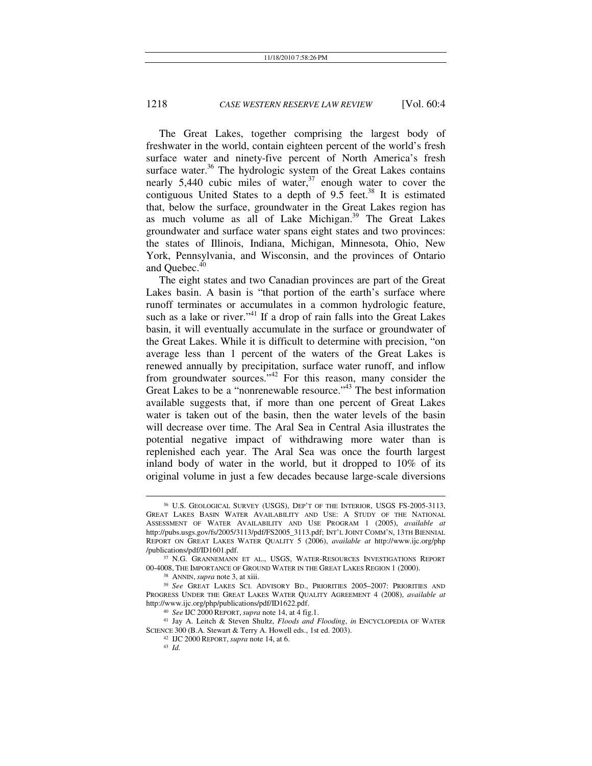The Great Lakes, together comprising the largest body of freshwater in the world, contain eighteen percent of the world's fresh surface water and ninety-five percent of North America's fresh surface water.[36] The hydrologic system of the Great Lakes contains nearly 5,440 cubic miles of water,[37] enough water to cover the contiguous United States to a depth of 9.5 feet.[38] It is estimated that, below the surface, groundwater in the Great Lakes region has as much volume as all of Lake Michigan.[39] The Great Lakes groundwater and surface water spans eight states and two provinces: the states of Illinois, Indiana, Michigan, Minnesota, Ohio, New York, Pennsylvania, and Wisconsin, and the provinces of Ontario and Quebec.[40]

The eight states and two Canadian provinces are part of the Great Lakes basin. A basin is "that portion of the earth's surface where runoff terminates or accumulates in a common hydrologic feature, such as a lake or river."[41] If a drop of rain falls into the Great Lakes basin, it will eventually accumulate in the surface or groundwater of the Great Lakes. While it is difficult to determine with precision, "on average less than 1 percent of the waters of the Great Lakes is renewed annually by precipitation, surface water runoff, and inflow from groundwater sources."[42] For this reason, many consider the Great Lakes to be a "nonrenewable resource."[43] The best information available suggests that, if more than one percent of Great Lakes water is taken out of the basin, then the water levels of the basin will decrease over time. The Aral Sea in Central Asia illustrates the potential negative impact of withdrawing more water than is replenished each year. The Aral Sea was once the fourth largest inland body of water in the world, but it dropped to 10% of its original volume in just a few decades because large-scale diversions

---

[36] U.S. GEOLOGICAL SURVEY (USGS), DEP'T OF THE INTERIOR, USGS FS-2005-3113, GREAT LAKES BASIN WATER AVAILABILITY AND USE: A STUDY OF THE NATIONAL ASSESSMENT OF WATER AVAILABILITY AND USE PROGRAM 1 (2005), *available at* http://pubs.usgs.gov/fs/2005/3113/pdf/FS2005_3113.pdf; INT'L JOINT COMM'N, 13TH BIENNIAL REPORT ON GREAT LAKES WATER QUALITY 5 (2006), *available at* http://www.ijc.org/php/publications/pdf/ID1601.pdf.

[37] N.G. GRANNEMANN ET AL., USGS, WATER-RESOURCES INVESTIGATIONS REPORT 00-4008, THE IMPORTANCE OF GROUND WATER IN THE GREAT LAKES REGION 1 (2000).

[38] ANNIN, *supra* note 3, at xiii.

[39] *See* GREAT LAKES SCI. ADVISORY BD., PRIORITIES 2005–2007: PRIORITIES AND PROGRESS UNDER THE GREAT LAKES WATER QUALITY AGREEMENT 4 (2008), *available at* http://www.ijc.org/php/publications/pdf/ID1622.pdf.

[40] *See* IJC 2000 REPORT, *supra* note 14, at 4 fig.1.

[41] Jay A. Leitch & Steven Shultz, *Floods and Flooding*, *in* ENCYCLOPEDIA OF WATER SCIENCE 300 (B.A. Stewart & Terry A. Howell eds., 1st ed. 2003).

[42] IJC 2000 REPORT, *supra* note 14, at 6.

[43] *Id.*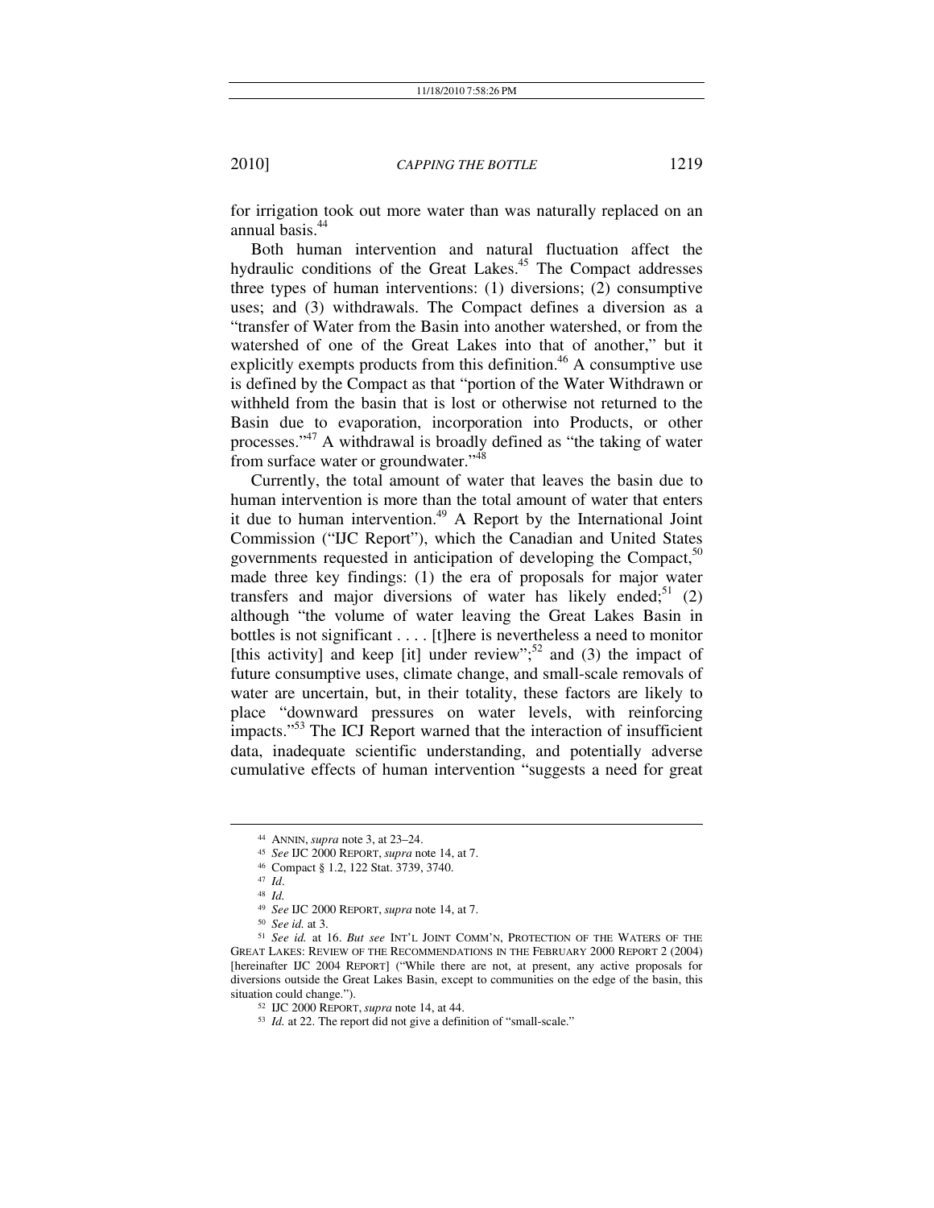for irrigation took out more water than was naturally replaced on an annual basis.[44]

Both human intervention and natural fluctuation affect the hydraulic conditions of the Great Lakes.[45] The Compact addresses three types of human interventions: (1) diversions; (2) consumptive uses; and (3) withdrawals. The Compact defines a diversion as a "transfer of Water from the Basin into another watershed, or from the watershed of one of the Great Lakes into that of another," but it explicitly exempts products from this definition.[46] A consumptive use is defined by the Compact as that "portion of the Water Withdrawn or withheld from the basin that is lost or otherwise not returned to the Basin due to evaporation, incorporation into Products, or other processes."[47] A withdrawal is broadly defined as "the taking of water from surface water or groundwater."[48]

Currently, the total amount of water that leaves the basin due to human intervention is more than the total amount of water that enters it due to human intervention.[49] A Report by the International Joint Commission ("IJC Report"), which the Canadian and United States governments requested in anticipation of developing the Compact,[50] made three key findings: (1) the era of proposals for major water transfers and major diversions of water has likely ended;[51] (2) although "the volume of water leaving the Great Lakes Basin in bottles is not significant . . . . [t]here is nevertheless a need to monitor [this activity] and keep [it] under review";[52] and (3) the impact of future consumptive uses, climate change, and small-scale removals of water are uncertain, but, in their totality, these factors are likely to place "downward pressures on water levels, with reinforcing impacts."[53] The ICJ Report warned that the interaction of insufficient data, inadequate scientific understanding, and potentially adverse cumulative effects of human intervention "suggests a need for great

---

[44] ANNIN, *supra* note 3, at 23–24.

[45] *See* IJC 2000 REPORT, *supra* note 14, at 7.

[46] Compact § 1.2, 122 Stat. 3739, 3740.

[47] *Id*.

[48] *Id.*

[49] *See* IJC 2000 REPORT, *supra* note 14, at 7.

[50] *See id.* at 3.

[51] *See id.* at 16. *But see* INT'L JOINT COMM'N, PROTECTION OF THE WATERS OF THE GREAT LAKES: REVIEW OF THE RECOMMENDATIONS IN THE FEBRUARY 2000 REPORT 2 (2004) [hereinafter IJC 2004 REPORT] ("While there are not, at present, any active proposals for diversions outside the Great Lakes Basin, except to communities on the edge of the basin, this situation could change.").

[52] IJC 2000 REPORT, *supra* note 14, at 44.

[53] *Id.* at 22. The report did not give a definition of "small-scale."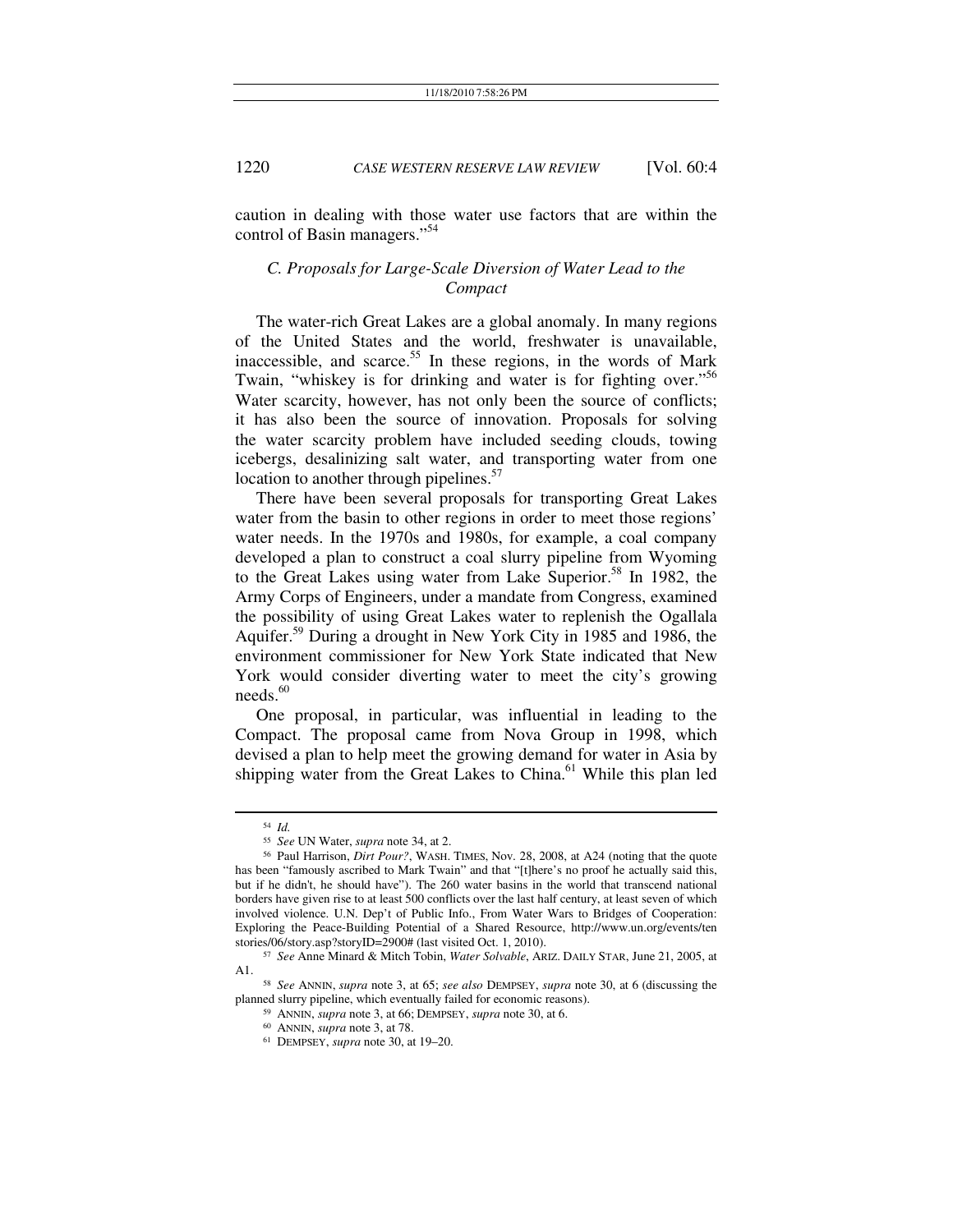caution in dealing with those water use factors that are within the control of Basin managers."[54]

### *C. Proposals for Large-Scale Diversion of Water Lead to the Compact*

The water-rich Great Lakes are a global anomaly. In many regions of the United States and the world, freshwater is unavailable, inaccessible, and scarce.[55] In these regions, in the words of Mark Twain, "whiskey is for drinking and water is for fighting over."[56] Water scarcity, however, has not only been the source of conflicts; it has also been the source of innovation. Proposals for solving the water scarcity problem have included seeding clouds, towing icebergs, desalinizing salt water, and transporting water from one location to another through pipelines.[57]

There have been several proposals for transporting Great Lakes water from the basin to other regions in order to meet those regions' water needs. In the 1970s and 1980s, for example, a coal company developed a plan to construct a coal slurry pipeline from Wyoming to the Great Lakes using water from Lake Superior.[58] In 1982, the Army Corps of Engineers, under a mandate from Congress, examined the possibility of using Great Lakes water to replenish the Ogallala Aquifer.[59] During a drought in New York City in 1985 and 1986, the environment commissioner for New York State indicated that New York would consider diverting water to meet the city's growing needs.[60]

One proposal, in particular, was influential in leading to the Compact. The proposal came from Nova Group in 1998, which devised a plan to help meet the growing demand for water in Asia by shipping water from the Great Lakes to China.[61] While this plan led

---

[54] *Id.*

[55] *See* UN Water, *supra* note 34, at 2.

[56] Paul Harrison, *Dirt Pour?*, WASH. TIMES, Nov. 28, 2008, at A24 (noting that the quote has been "famously ascribed to Mark Twain" and that "[t]here's no proof he actually said this, but if he didn't, he should have"). The 260 water basins in the world that transcend national borders have given rise to at least 500 conflicts over the last half century, at least seven of which involved violence. U.N. Dep't of Public Info., From Water Wars to Bridges of Cooperation: Exploring the Peace-Building Potential of a Shared Resource, http://www.un.org/events/tenstories/06/story.asp?storyID=2900# (last visited Oct. 1, 2010).

[57] *See* Anne Minard & Mitch Tobin, *Water Solvable*, ARIZ. DAILY STAR, June 21, 2005, at A1.

[58] *See* ANNIN, *supra* note 3, at 65; *see also* DEMPSEY, *supra* note 30, at 6 (discussing the planned slurry pipeline, which eventually failed for economic reasons).

[59] ANNIN, *supra* note 3, at 66; DEMPSEY, *supra* note 30, at 6.

[60] ANNIN, *supra* note 3, at 78.

[61] DEMPSEY, *supra* note 30, at 19–20.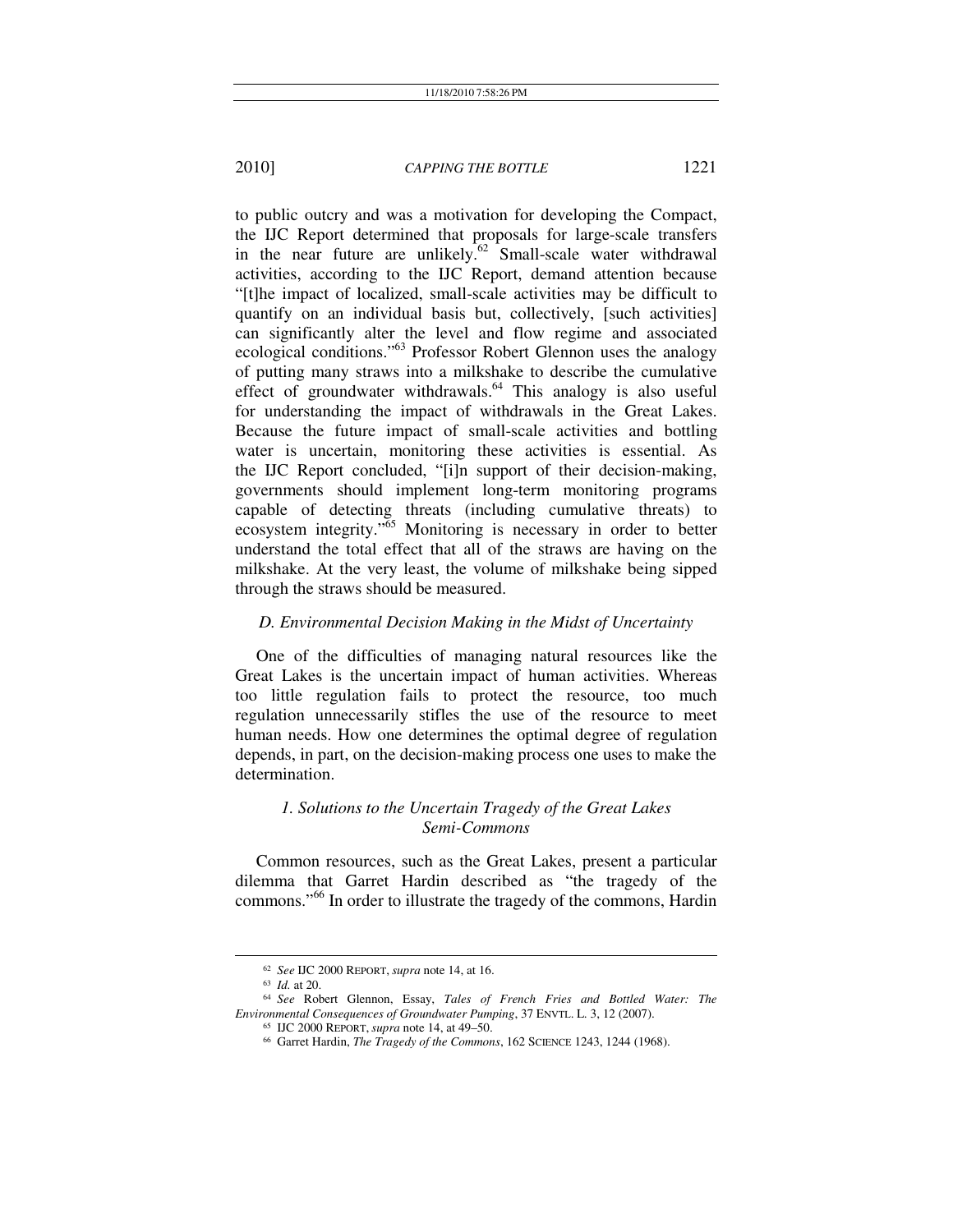to public outcry and was a motivation for developing the Compact, the IJC Report determined that proposals for large-scale transfers in the near future are unlikely.[62] Small-scale water withdrawal activities, according to the IJC Report, demand attention because "[t]he impact of localized, small-scale activities may be difficult to quantify on an individual basis but, collectively, [such activities] can significantly alter the level and flow regime and associated ecological conditions."[63] Professor Robert Glennon uses the analogy of putting many straws into a milkshake to describe the cumulative effect of groundwater withdrawals.[64] This analogy is also useful for understanding the impact of withdrawals in the Great Lakes. Because the future impact of small-scale activities and bottling water is uncertain, monitoring these activities is essential. As the IJC Report concluded, "[i]n support of their decision-making, governments should implement long-term monitoring programs capable of detecting threats (including cumulative threats) to ecosystem integrity."[65] Monitoring is necessary in order to better understand the total effect that all of the straws are having on the milkshake. At the very least, the volume of milkshake being sipped through the straws should be measured.

### *D. Environmental Decision Making in the Midst of Uncertainty*

One of the difficulties of managing natural resources like the Great Lakes is the uncertain impact of human activities. Whereas too little regulation fails to protect the resource, too much regulation unnecessarily stifles the use of the resource to meet human needs. How one determines the optimal degree of regulation depends, in part, on the decision-making process one uses to make the determination.

#### *1. Solutions to the Uncertain Tragedy of the Great Lakes Semi-Commons*

Common resources, such as the Great Lakes, present a particular dilemma that Garret Hardin described as "the tragedy of the commons."[66] In order to illustrate the tragedy of the commons, Hardin

---

[62] *See* IJC 2000 REPORT, *supra* note 14, at 16.

[63] *Id.* at 20.

[64] *See* Robert Glennon, Essay, *Tales of French Fries and Bottled Water: The Environmental Consequences of Groundwater Pumping*, 37 ENVTL. L. 3, 12 (2007).

[65] IJC 2000 REPORT, *supra* note 14, at 49–50.

[66] Garret Hardin, *The Tragedy of the Commons*, 162 SCIENCE 1243, 1244 (1968).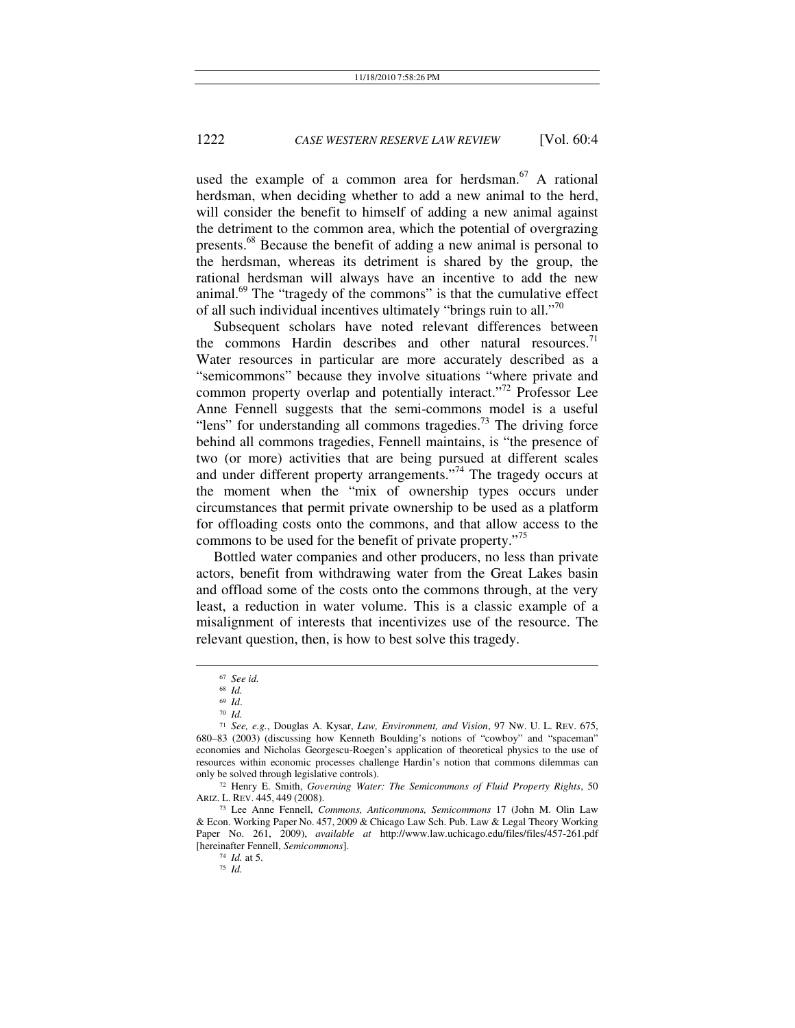used the example of a common area for herdsman.[67] A rational herdsman, when deciding whether to add a new animal to the herd, will consider the benefit to himself of adding a new animal against the detriment to the common area, which the potential of overgrazing presents.[68] Because the benefit of adding a new animal is personal to the herdsman, whereas its detriment is shared by the group, the rational herdsman will always have an incentive to add the new animal.[69] The "tragedy of the commons" is that the cumulative effect of all such individual incentives ultimately "brings ruin to all."[70]

Subsequent scholars have noted relevant differences between the commons Hardin describes and other natural resources.[71] Water resources in particular are more accurately described as a "semicommons" because they involve situations "where private and common property overlap and potentially interact."[72] Professor Lee Anne Fennell suggests that the semi-commons model is a useful "lens" for understanding all commons tragedies.[73] The driving force behind all commons tragedies, Fennell maintains, is "the presence of two (or more) activities that are being pursued at different scales and under different property arrangements."[74] The tragedy occurs at the moment when the "mix of ownership types occurs under circumstances that permit private ownership to be used as a platform for offloading costs onto the commons, and that allow access to the commons to be used for the benefit of private property."[75]

Bottled water companies and other producers, no less than private actors, benefit from withdrawing water from the Great Lakes basin and offload some of the costs onto the commons through, at the very least, a reduction in water volume. This is a classic example of a misalignment of interests that incentivizes use of the resource. The relevant question, then, is how to best solve this tragedy.

---

[67] *See id.*

[68] *Id.*

[69] *Id*.

[70] *Id.*

[71] *See, e.g.*, Douglas A. Kysar, *Law, Environment, and Vision*, 97 NW. U. L. REV. 675, 680–83 (2003) (discussing how Kenneth Boulding's notions of "cowboy" and "spaceman" economies and Nicholas Georgescu-Roegen's application of theoretical physics to the use of resources within economic processes challenge Hardin's notion that commons dilemmas can only be solved through legislative controls).

[72] Henry E. Smith, *Governing Water: The Semicommons of Fluid Property Rights*, 50 ARIZ. L. REV. 445, 449 (2008).

[73] Lee Anne Fennell, *Commons, Anticommons, Semicommons* 17 (John M. Olin Law & Econ. Working Paper No. 457, 2009 & Chicago Law Sch. Pub. Law & Legal Theory Working Paper No. 261, 2009), *available at* http://www.law.uchicago.edu/files/files/457-261.pdf [hereinafter Fennell, *Semicommons*].

[74] *Id.* at 5.

[75] *Id.*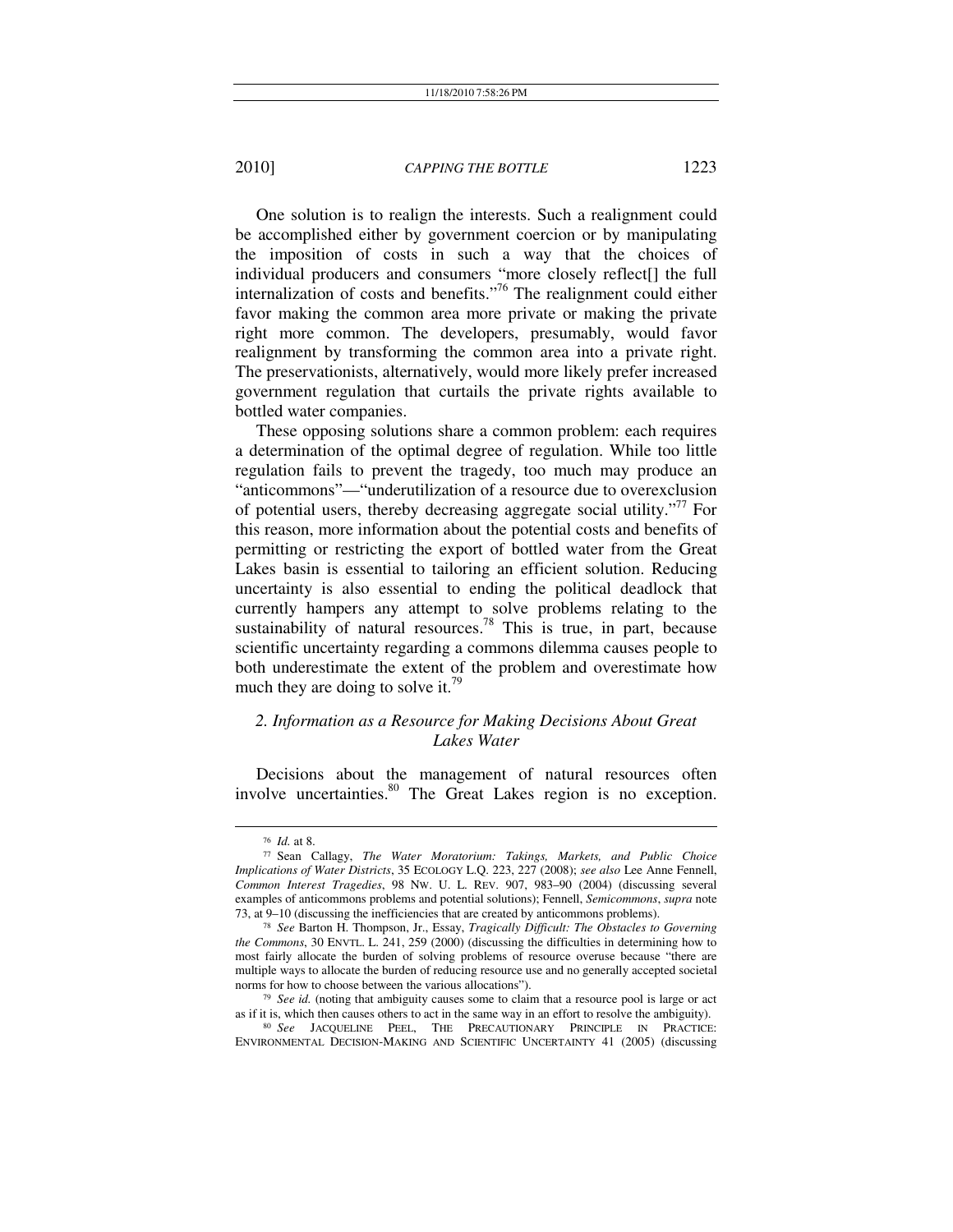One solution is to realign the interests. Such a realignment could be accomplished either by government coercion or by manipulating the imposition of costs in such a way that the choices of individual producers and consumers "more closely reflect[] the full internalization of costs and benefits."[76] The realignment could either favor making the common area more private or making the private right more common. The developers, presumably, would favor realignment by transforming the common area into a private right. The preservationists, alternatively, would more likely prefer increased government regulation that curtails the private rights available to bottled water companies.

These opposing solutions share a common problem: each requires a determination of the optimal degree of regulation. While too little regulation fails to prevent the tragedy, too much may produce an "anticommons"—"underutilization of a resource due to overexclusion of potential users, thereby decreasing aggregate social utility."[77] For this reason, more information about the potential costs and benefits of permitting or restricting the export of bottled water from the Great Lakes basin is essential to tailoring an efficient solution. Reducing uncertainty is also essential to ending the political deadlock that currently hampers any attempt to solve problems relating to the sustainability of natural resources.[78] This is true, in part, because scientific uncertainty regarding a commons dilemma causes people to both underestimate the extent of the problem and overestimate how much they are doing to solve it.[79]

### *2. Information as a Resource for Making Decisions About Great Lakes Water*

Decisions about the management of natural resources often involve uncertainties.[80] The Great Lakes region is no exception.

---

[76] *Id.* at 8.

[77] Sean Callagy, *The Water Moratorium: Takings, Markets, and Public Choice Implications of Water Districts*, 35 ECOLOGY L.Q. 223, 227 (2008); *see also* Lee Anne Fennell, *Common Interest Tragedies*, 98 NW. U. L. REV. 907, 983–90 (2004) (discussing several examples of anticommons problems and potential solutions); Fennell, *Semicommons*, *supra* note 73, at 9–10 (discussing the inefficiencies that are created by anticommons problems).

[78] *See* Barton H. Thompson, Jr., Essay, *Tragically Difficult: The Obstacles to Governing the Commons*, 30 ENVTL. L. 241, 259 (2000) (discussing the difficulties in determining how to most fairly allocate the burden of solving problems of resource overuse because "there are multiple ways to allocate the burden of reducing resource use and no generally accepted societal norms for how to choose between the various allocations").

[79] *See id.* (noting that ambiguity causes some to claim that a resource pool is large or act as if it is, which then causes others to act in the same way in an effort to resolve the ambiguity).

[80] *See* JACQUELINE PEEL, THE PRECAUTIONARY PRINCIPLE IN PRACTICE: ENVIRONMENTAL DECISION-MAKING AND SCIENTIFIC UNCERTAINTY 41 (2005) (discussing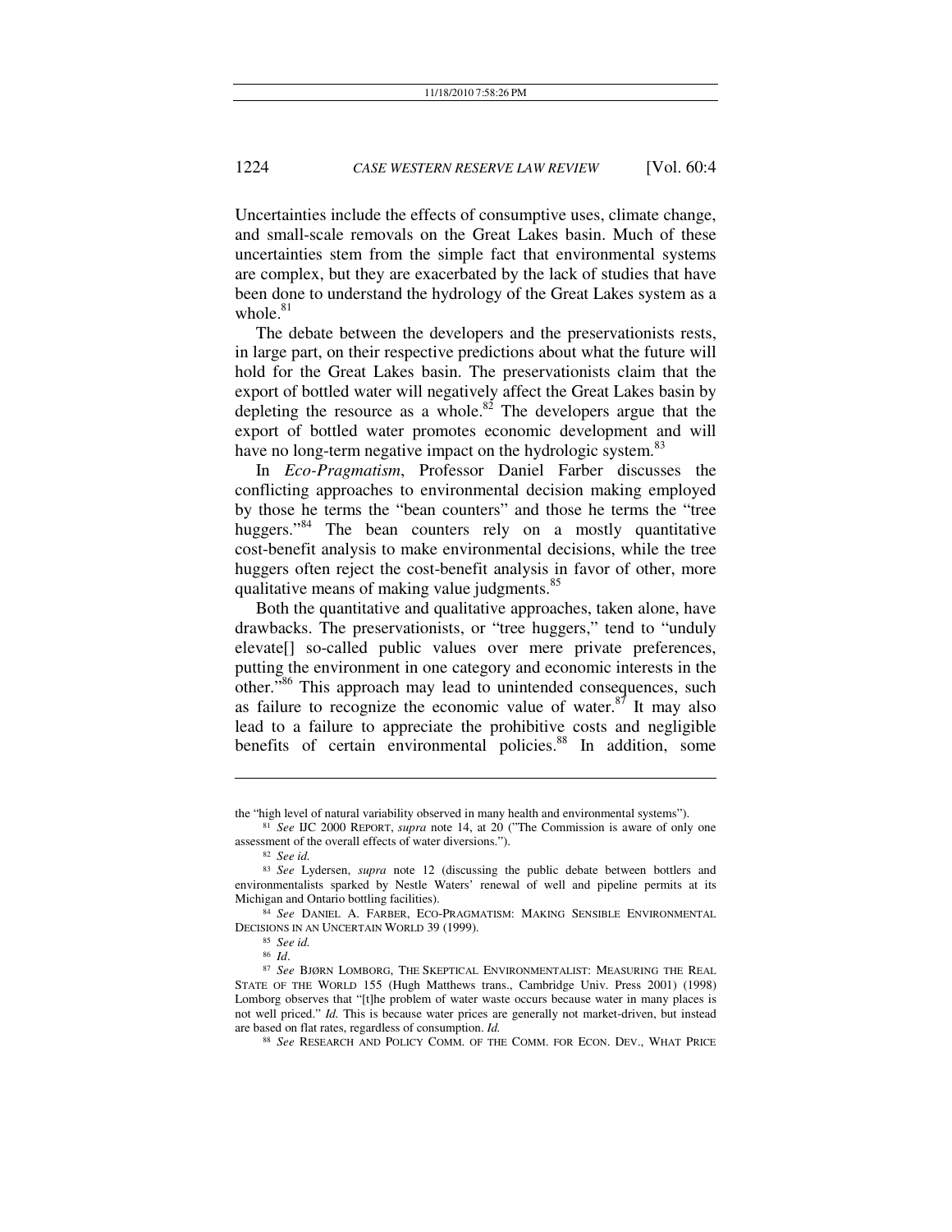Uncertainties include the effects of consumptive uses, climate change, and small-scale removals on the Great Lakes basin. Much of these uncertainties stem from the simple fact that environmental systems are complex, but they are exacerbated by the lack of studies that have been done to understand the hydrology of the Great Lakes system as a whole.[81]

The debate between the developers and the preservationists rests, in large part, on their respective predictions about what the future will hold for the Great Lakes basin. The preservationists claim that the export of bottled water will negatively affect the Great Lakes basin by depleting the resource as a whole.[82] The developers argue that the export of bottled water promotes economic development and will have no long-term negative impact on the hydrologic system.[83]

In *Eco-Pragmatism*, Professor Daniel Farber discusses the conflicting approaches to environmental decision making employed by those he terms the "bean counters" and those he terms the "tree huggers."[84] The bean counters rely on a mostly quantitative cost-benefit analysis to make environmental decisions, while the tree huggers often reject the cost-benefit analysis in favor of other, more qualitative means of making value judgments.[85]

Both the quantitative and qualitative approaches, taken alone, have drawbacks. The preservationists, or "tree huggers," tend to "unduly elevate[] so-called public values over mere private preferences, putting the environment in one category and economic interests in the other."[86] This approach may lead to unintended consequences, such as failure to recognize the economic value of water.[87] It may also lead to a failure to appreciate the prohibitive costs and negligible benefits of certain environmental policies.[88] In addition, some

---

the "high level of natural variability observed in many health and environmental systems").

[81] *See* IJC 2000 REPORT, *supra* note 14, at 20 ("The Commission is aware of only one assessment of the overall effects of water diversions.").

[82] *See id.*

[83] *See* Lydersen, *supra* note 12 (discussing the public debate between bottlers and environmentalists sparked by Nestle Waters' renewal of well and pipeline permits at its Michigan and Ontario bottling facilities).

[84] *See* DANIEL A. FARBER, ECO-PRAGMATISM: MAKING SENSIBLE ENVIRONMENTAL DECISIONS IN AN UNCERTAIN WORLD 39 (1999).

[85] *See id.*

[86] *Id*.

[87] *See* BJØRN LOMBORG, THE SKEPTICAL ENVIRONMENTALIST: MEASURING THE REAL STATE OF THE WORLD 155 (Hugh Matthews trans., Cambridge Univ. Press 2001) (1998) Lomborg observes that "[t]he problem of water waste occurs because water in many places is not well priced." *Id.* This is because water prices are generally not market-driven, but instead are based on flat rates, regardless of consumption. *Id.*

[88] *See* RESEARCH AND POLICY COMM. OF THE COMM. FOR ECON. DEV., WHAT PRICE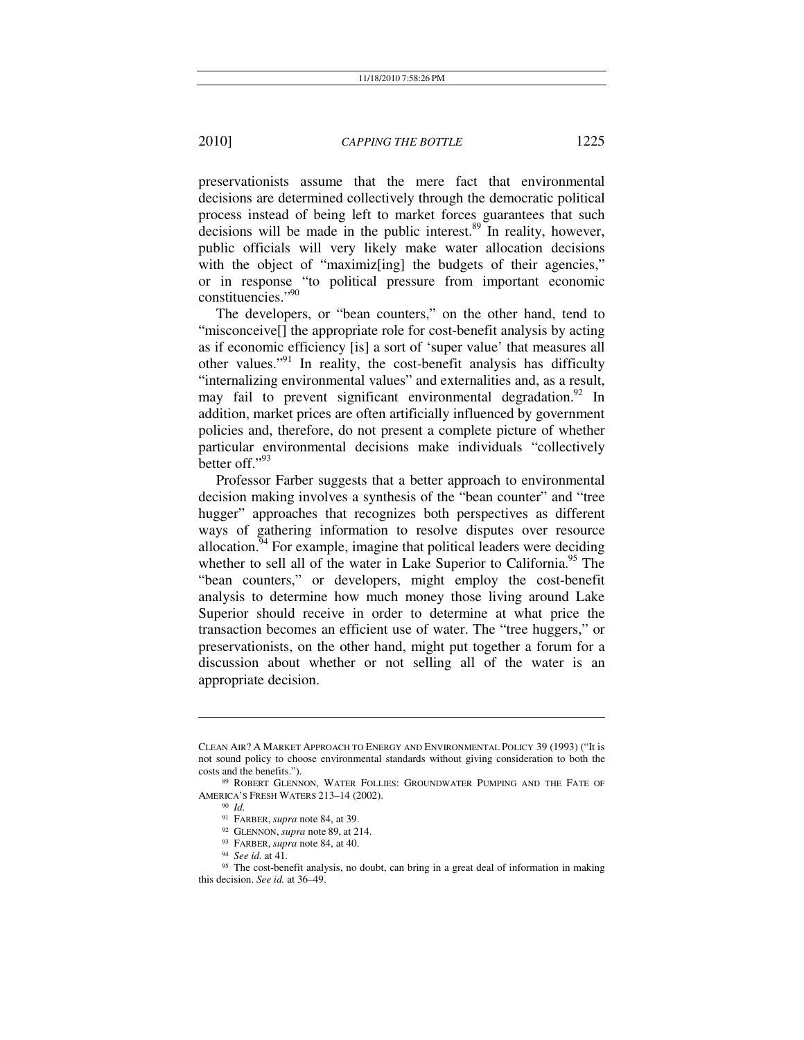preservationists assume that the mere fact that environmental decisions are determined collectively through the democratic political process instead of being left to market forces guarantees that such decisions will be made in the public interest.[89] In reality, however, public officials will very likely make water allocation decisions with the object of "maximiz[ing] the budgets of their agencies," or in response "to political pressure from important economic constituencies."[90]

The developers, or "bean counters," on the other hand, tend to "misconceive[] the appropriate role for cost-benefit analysis by acting as if economic efficiency [is] a sort of 'super value' that measures all other values."[91] In reality, the cost-benefit analysis has difficulty "internalizing environmental values" and externalities and, as a result, may fail to prevent significant environmental degradation.[92] In addition, market prices are often artificially influenced by government policies and, therefore, do not present a complete picture of whether particular environmental decisions make individuals "collectively better off."[93]

Professor Farber suggests that a better approach to environmental decision making involves a synthesis of the "bean counter" and "tree hugger" approaches that recognizes both perspectives as different ways of gathering information to resolve disputes over resource allocation.[94] For example, imagine that political leaders were deciding whether to sell all of the water in Lake Superior to California.[95] The "bean counters," or developers, might employ the cost-benefit analysis to determine how much money those living around Lake Superior should receive in order to determine at what price the transaction becomes an efficient use of water. The "tree huggers," or preservationists, on the other hand, might put together a forum for a discussion about whether or not selling all of the water is an appropriate decision.

---

CLEAN AIR? A MARKET APPROACH TO ENERGY AND ENVIRONMENTAL POLICY 39 (1993) ("It is not sound policy to choose environmental standards without giving consideration to both the costs and the benefits.").

[89] ROBERT GLENNON, WATER FOLLIES: GROUNDWATER PUMPING AND THE FATE OF AMERICA'S FRESH WATERS 213–14 (2002).

[90] *Id.*

[91] FARBER, *supra* note 84, at 39.

[92] GLENNON, *supra* note 89, at 214.

[93] FARBER, *supra* note 84, at 40.

[94] *See id.* at 41.

[95] The cost-benefit analysis, no doubt, can bring in a great deal of information in making this decision. *See id.* at 36–49.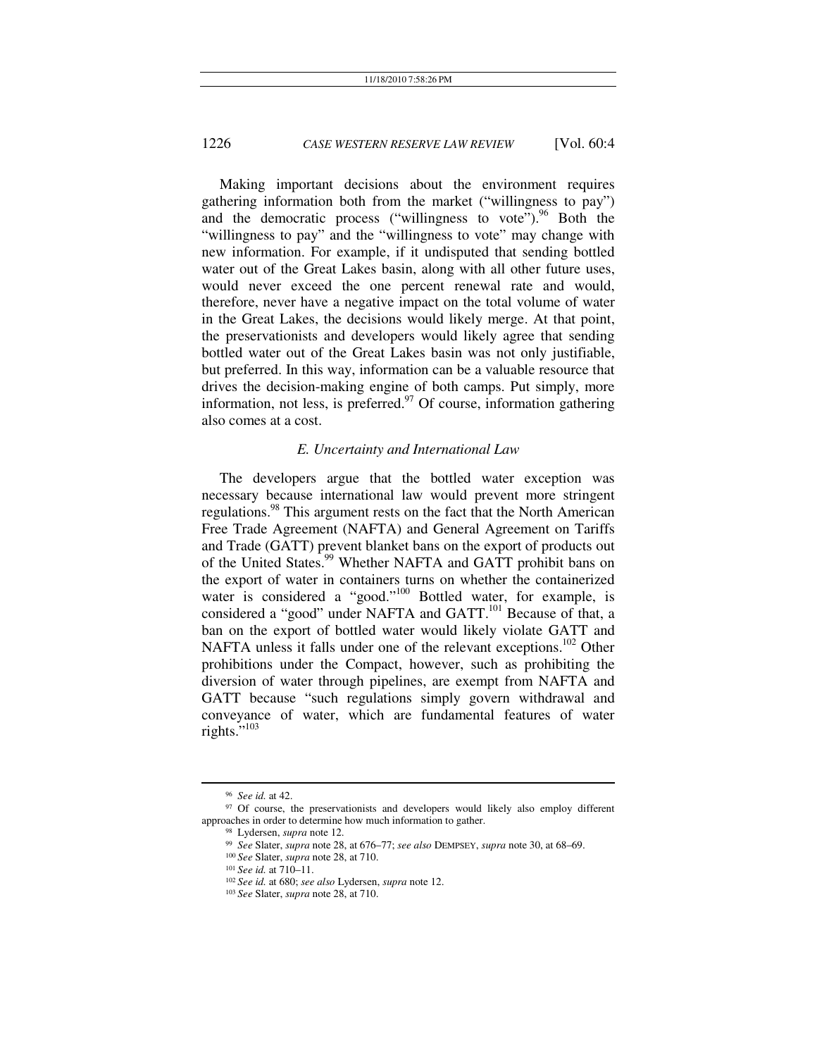Making important decisions about the environment requires gathering information both from the market ("willingness to pay") and the democratic process ("willingness to vote").[96] Both the "willingness to pay" and the "willingness to vote" may change with new information. For example, if it undisputed that sending bottled water out of the Great Lakes basin, along with all other future uses, would never exceed the one percent renewal rate and would, therefore, never have a negative impact on the total volume of water in the Great Lakes, the decisions would likely merge. At that point, the preservationists and developers would likely agree that sending bottled water out of the Great Lakes basin was not only justifiable, but preferred. In this way, information can be a valuable resource that drives the decision-making engine of both camps. Put simply, more information, not less, is preferred.[97] Of course, information gathering also comes at a cost.

### *E. Uncertainty and International Law*

The developers argue that the bottled water exception was necessary because international law would prevent more stringent regulations.[98] This argument rests on the fact that the North American Free Trade Agreement (NAFTA) and General Agreement on Tariffs and Trade (GATT) prevent blanket bans on the export of products out of the United States.[99] Whether NAFTA and GATT prohibit bans on the export of water in containers turns on whether the containerized water is considered a "good."[100] Bottled water, for example, is considered a "good" under NAFTA and GATT.[101] Because of that, a ban on the export of bottled water would likely violate GATT and NAFTA unless it falls under one of the relevant exceptions.[102] Other prohibitions under the Compact, however, such as prohibiting the diversion of water through pipelines, are exempt from NAFTA and GATT because "such regulations simply govern withdrawal and conveyance of water, which are fundamental features of water rights."[103]

---

[96] *See id.* at 42.

[97] Of course, the preservationists and developers would likely also employ different approaches in order to determine how much information to gather.

[98] Lydersen, *supra* note 12.

[99] *See* Slater, *supra* note 28, at 676–77; *see also* DEMPSEY, *supra* note 30, at 68–69.

[100] *See* Slater, *supra* note 28, at 710.

[101] *See id.* at 710–11.

[102] *See id.* at 680; *see also* Lydersen, *supra* note 12.

[103] *See* Slater, *supra* note 28, at 710.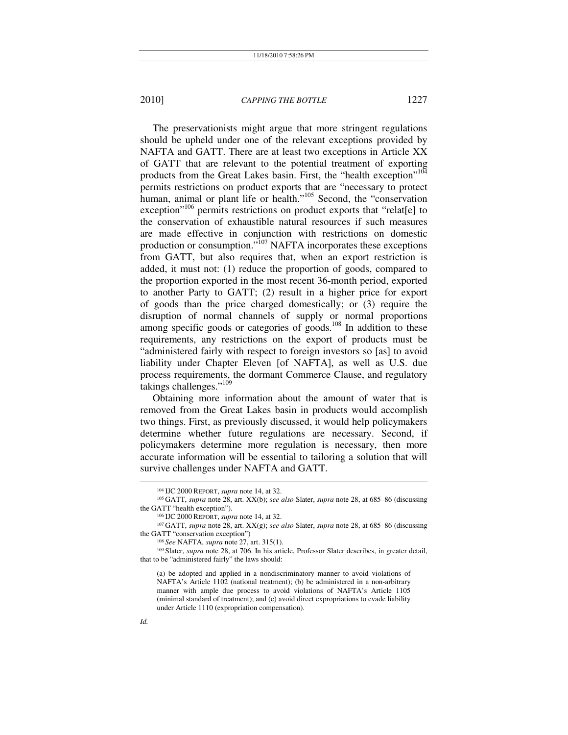The preservationists might argue that more stringent regulations should be upheld under one of the relevant exceptions provided by NAFTA and GATT. There are at least two exceptions in Article XX of GATT that are relevant to the potential treatment of exporting products from the Great Lakes basin. First, the "health exception"[104] permits restrictions on product exports that are "necessary to protect human, animal or plant life or health."[105] Second, the "conservation exception"[106] permits restrictions on product exports that "relat[e] to the conservation of exhaustible natural resources if such measures are made effective in conjunction with restrictions on domestic production or consumption."[107] NAFTA incorporates these exceptions from GATT, but also requires that, when an export restriction is added, it must not: (1) reduce the proportion of goods, compared to the proportion exported in the most recent 36-month period, exported to another Party to GATT; (2) result in a higher price for export of goods than the price charged domestically; or (3) require the disruption of normal channels of supply or normal proportions among specific goods or categories of goods.[108] In addition to these requirements, any restrictions on the export of products must be "administered fairly with respect to foreign investors so [as] to avoid liability under Chapter Eleven [of NAFTA], as well as U.S. due process requirements, the dormant Commerce Clause, and regulatory takings challenges."[109]

Obtaining more information about the amount of water that is removed from the Great Lakes basin in products would accomplish two things. First, as previously discussed, it would help policymakers determine whether future regulations are necessary. Second, if policymakers determine more regulation is necessary, then more accurate information will be essential to tailoring a solution that will survive challenges under NAFTA and GATT.

---

[104] IJC 2000 REPORT, *supra* note 14, at 32.

[105] GATT, *supra* note 28, art. XX(b); *see also* Slater, *supra* note 28, at 685–86 (discussing the GATT "health exception").

[106] IJC 2000 REPORT, *supra* note 14, at 32.

[107] GATT, *supra* note 28, art. XX(g); *see also* Slater, *supra* note 28, at 685–86 (discussing the GATT "conservation exception")

[108] *See* NAFTA, *supra* note 27, art. 315(1).

[109] Slater, *supra* note 28, at 706. In his article, Professor Slater describes, in greater detail, that to be "administered fairly" the laws should:

> (a) be adopted and applied in a nondiscriminatory manner to avoid violations of NAFTA's Article 1102 (national treatment); (b) be administered in a non-arbitrary manner with ample due process to avoid violations of NAFTA's Article 1105 (minimal standard of treatment); and (c) avoid direct expropriations to evade liability under Article 1110 (expropriation compensation).

*Id.*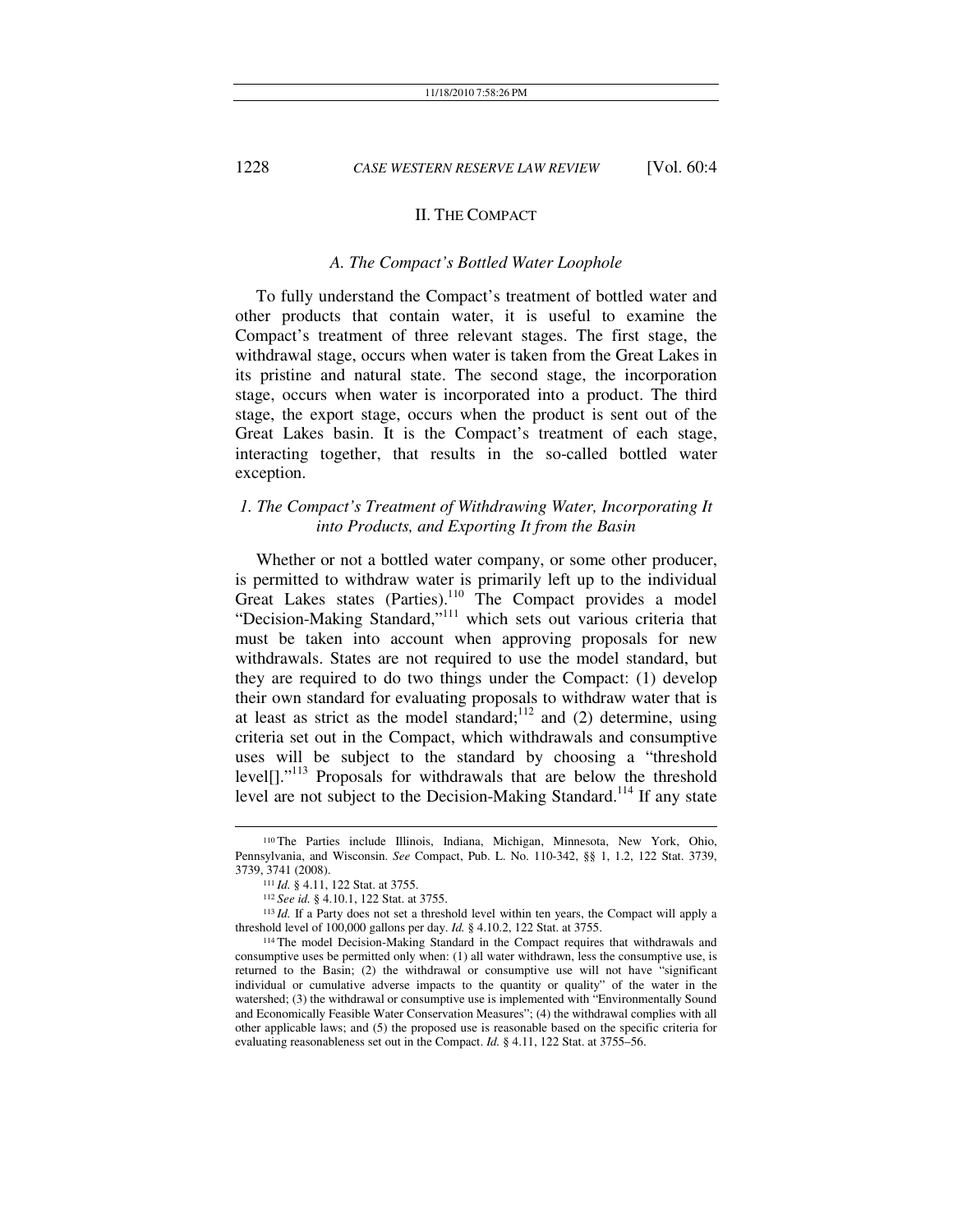## II. THE COMPACT

### *A. The Compact's Bottled Water Loophole*

To fully understand the Compact's treatment of bottled water and other products that contain water, it is useful to examine the Compact's treatment of three relevant stages. The first stage, the withdrawal stage, occurs when water is taken from the Great Lakes in its pristine and natural state. The second stage, the incorporation stage, occurs when water is incorporated into a product. The third stage, the export stage, occurs when the product is sent out of the Great Lakes basin. It is the Compact's treatment of each stage, interacting together, that results in the so-called bottled water exception.

#### *1. The Compact's Treatment of Withdrawing Water, Incorporating It into Products, and Exporting It from the Basin*

Whether or not a bottled water company, or some other producer, is permitted to withdraw water is primarily left up to the individual Great Lakes states (Parties).[110] The Compact provides a model "Decision-Making Standard,"[111] which sets out various criteria that must be taken into account when approving proposals for new withdrawals. States are not required to use the model standard, but they are required to do two things under the Compact: (1) develop their own standard for evaluating proposals to withdraw water that is at least as strict as the model standard;[112] and (2) determine, using criteria set out in the Compact, which withdrawals and consumptive uses will be subject to the standard by choosing a "threshold level[]."[113] Proposals for withdrawals that are below the threshold level are not subject to the Decision-Making Standard.[114] If any state

---

[110] The Parties include Illinois, Indiana, Michigan, Minnesota, New York, Ohio, Pennsylvania, and Wisconsin. *See* Compact, Pub. L. No. 110-342, §§ 1, 1.2, 122 Stat. 3739, 3739, 3741 (2008).

[111] *Id.* § 4.11, 122 Stat. at 3755.

[112] *See id.* § 4.10.1, 122 Stat. at 3755.

[113] *Id.* If a Party does not set a threshold level within ten years, the Compact will apply a threshold level of 100,000 gallons per day. *Id.* § 4.10.2, 122 Stat. at 3755.

[114] The model Decision-Making Standard in the Compact requires that withdrawals and consumptive uses be permitted only when: (1) all water withdrawn, less the consumptive use, is returned to the Basin; (2) the withdrawal or consumptive use will not have "significant individual or cumulative adverse impacts to the quantity or quality" of the water in the watershed; (3) the withdrawal or consumptive use is implemented with "Environmentally Sound and Economically Feasible Water Conservation Measures"; (4) the withdrawal complies with all other applicable laws; and (5) the proposed use is reasonable based on the specific criteria for evaluating reasonableness set out in the Compact. *Id.* § 4.11, 122 Stat. at 3755–56.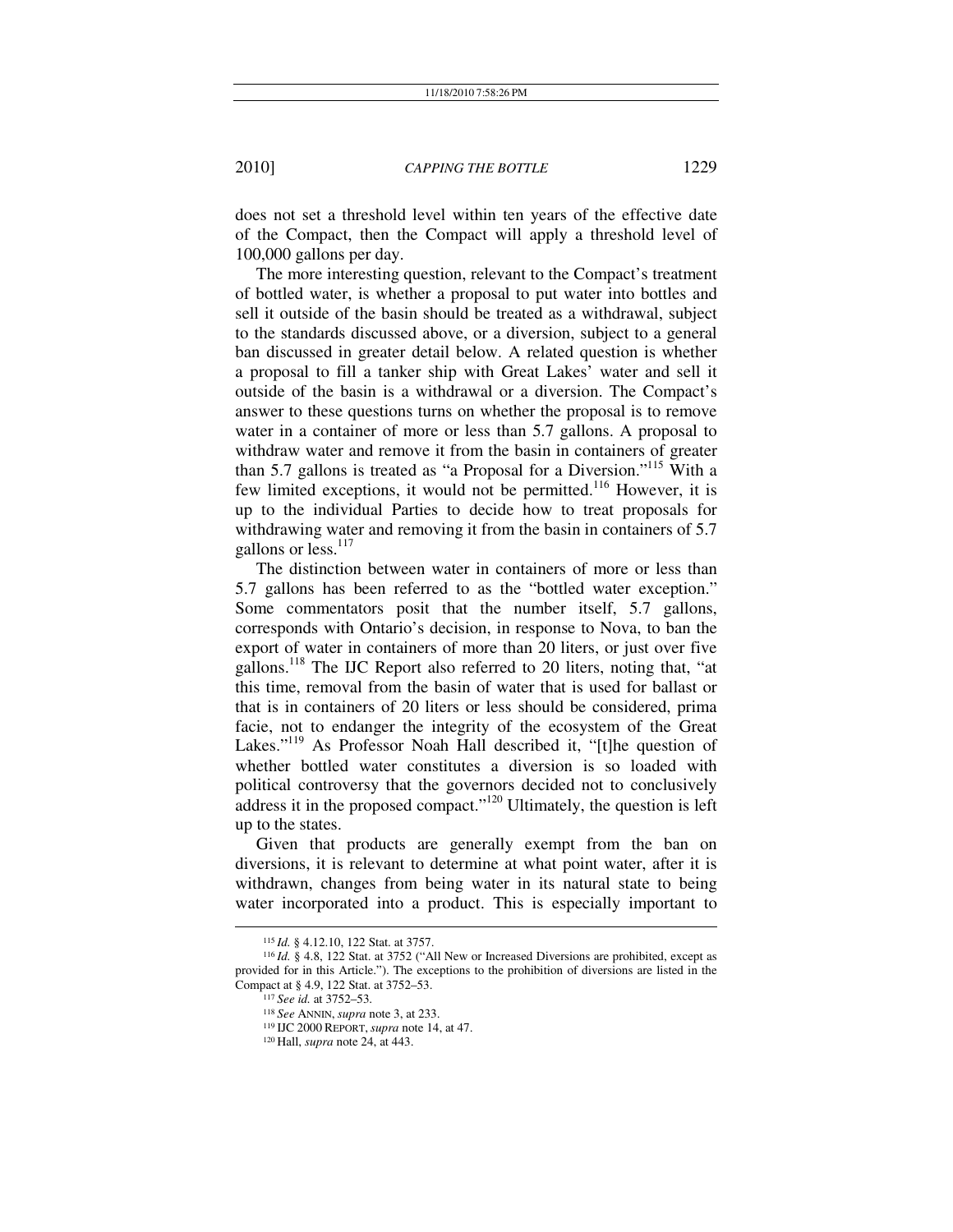does not set a threshold level within ten years of the effective date of the Compact, then the Compact will apply a threshold level of 100,000 gallons per day.

The more interesting question, relevant to the Compact's treatment of bottled water, is whether a proposal to put water into bottles and sell it outside of the basin should be treated as a withdrawal, subject to the standards discussed above, or a diversion, subject to a general ban discussed in greater detail below. A related question is whether a proposal to fill a tanker ship with Great Lakes' water and sell it outside of the basin is a withdrawal or a diversion. The Compact's answer to these questions turns on whether the proposal is to remove water in a container of more or less than 5.7 gallons. A proposal to withdraw water and remove it from the basin in containers of greater than 5.7 gallons is treated as "a Proposal for a Diversion."[115] With a few limited exceptions, it would not be permitted.[116] However, it is up to the individual Parties to decide how to treat proposals for withdrawing water and removing it from the basin in containers of 5.7 gallons or less.[117]

The distinction between water in containers of more or less than 5.7 gallons has been referred to as the "bottled water exception." Some commentators posit that the number itself, 5.7 gallons, corresponds with Ontario's decision, in response to Nova, to ban the export of water in containers of more than 20 liters, or just over five gallons.[118] The IJC Report also referred to 20 liters, noting that, "at this time, removal from the basin of water that is used for ballast or that is in containers of 20 liters or less should be considered, prima facie, not to endanger the integrity of the ecosystem of the Great Lakes."[119] As Professor Noah Hall described it, "[t]he question of whether bottled water constitutes a diversion is so loaded with political controversy that the governors decided not to conclusively address it in the proposed compact."[120] Ultimately, the question is left up to the states.

Given that products are generally exempt from the ban on diversions, it is relevant to determine at what point water, after it is withdrawn, changes from being water in its natural state to being water incorporated into a product. This is especially important to

---

[115] *Id.* § 4.12.10, 122 Stat. at 3757.

[116] *Id.* § 4.8, 122 Stat. at 3752 ("All New or Increased Diversions are prohibited, except as provided for in this Article."). The exceptions to the prohibition of diversions are listed in the Compact at § 4.9, 122 Stat. at 3752–53.

[117] *See id.* at 3752–53.

[118] *See* ANNIN, *supra* note 3, at 233.

[119] IJC 2000 REPORT, *supra* note 14, at 47.

[120] Hall, *supra* note 24, at 443.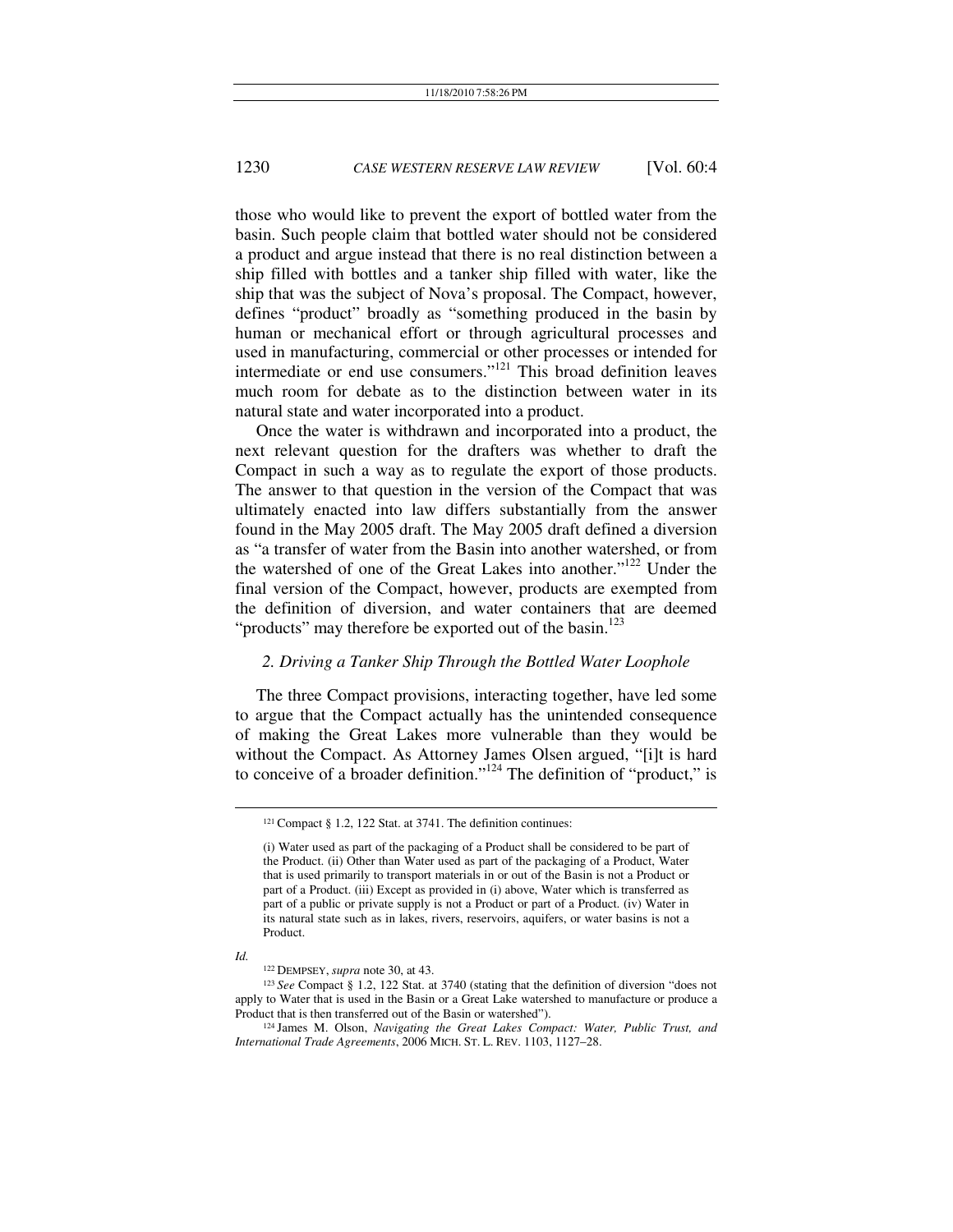those who would like to prevent the export of bottled water from the basin. Such people claim that bottled water should not be considered a product and argue instead that there is no real distinction between a ship filled with bottles and a tanker ship filled with water, like the ship that was the subject of Nova's proposal. The Compact, however, defines "product" broadly as "something produced in the basin by human or mechanical effort or through agricultural processes and used in manufacturing, commercial or other processes or intended for intermediate or end use consumers."[121] This broad definition leaves much room for debate as to the distinction between water in its natural state and water incorporated into a product.

Once the water is withdrawn and incorporated into a product, the next relevant question for the drafters was whether to draft the Compact in such a way as to regulate the export of those products. The answer to that question in the version of the Compact that was ultimately enacted into law differs substantially from the answer found in the May 2005 draft. The May 2005 draft defined a diversion as "a transfer of water from the Basin into another watershed, or from the watershed of one of the Great Lakes into another."[122] Under the final version of the Compact, however, products are exempted from the definition of diversion, and water containers that are deemed "products" may therefore be exported out of the basin.[123]

### *2. Driving a Tanker Ship Through the Bottled Water Loophole*

The three Compact provisions, interacting together, have led some to argue that the Compact actually has the unintended consequence of making the Great Lakes more vulnerable than they would be without the Compact. As Attorney James Olsen argued, "[i]t is hard to conceive of a broader definition."[124] The definition of "product," is

---

[121] Compact § 1.2, 122 Stat. at 3741. The definition continues:

> (i) Water used as part of the packaging of a Product shall be considered to be part of the Product. (ii) Other than Water used as part of the packaging of a Product, Water that is used primarily to transport materials in or out of the Basin is not a Product or part of a Product. (iii) Except as provided in (i) above, Water which is transferred as part of a public or private supply is not a Product or part of a Product. (iv) Water in its natural state such as in lakes, rivers, reservoirs, aquifers, or water basins is not a Product.

*Id.*

[122] DEMPSEY, *supra* note 30, at 43.

[123] *See* Compact § 1.2, 122 Stat. at 3740 (stating that the definition of diversion "does not apply to Water that is used in the Basin or a Great Lake watershed to manufacture or produce a Product that is then transferred out of the Basin or watershed").

[124] James M. Olson, *Navigating the Great Lakes Compact: Water, Public Trust, and International Trade Agreements*, 2006 MICH. ST. L. REV. 1103, 1127–28.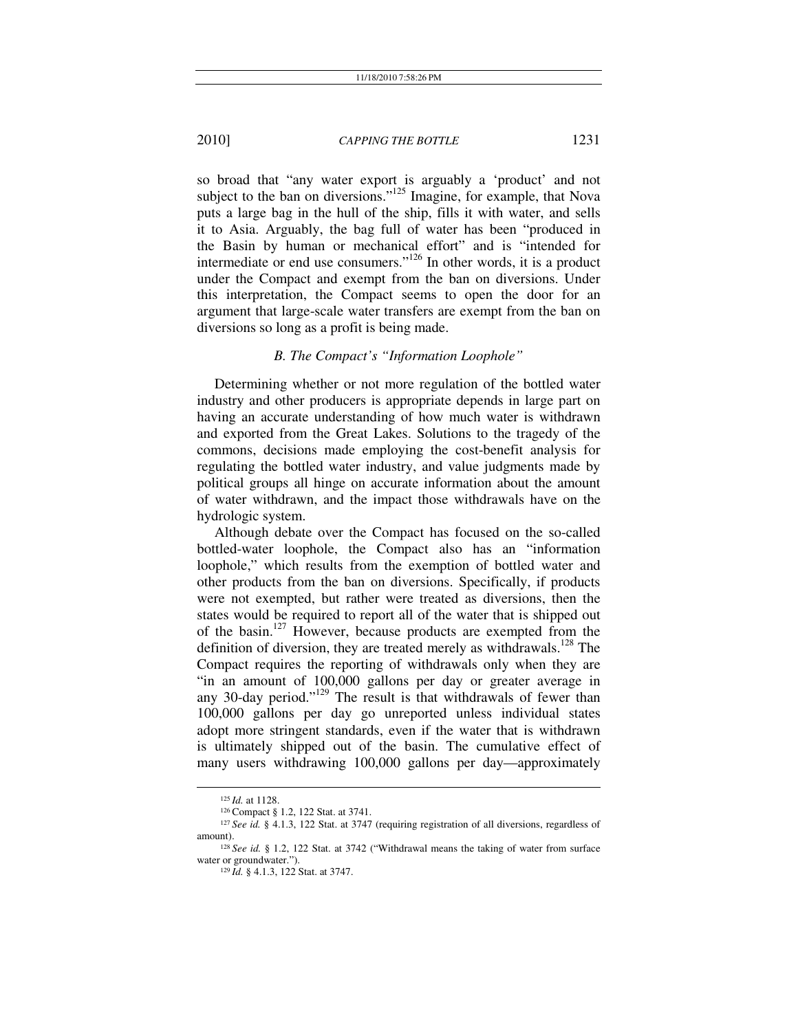so broad that "any water export is arguably a 'product' and not subject to the ban on diversions."[125] Imagine, for example, that Nova puts a large bag in the hull of the ship, fills it with water, and sells it to Asia. Arguably, the bag full of water has been "produced in the Basin by human or mechanical effort" and is "intended for intermediate or end use consumers."[126] In other words, it is a product under the Compact and exempt from the ban on diversions. Under this interpretation, the Compact seems to open the door for an argument that large-scale water transfers are exempt from the ban on diversions so long as a profit is being made.

### *B. The Compact's "Information Loophole"*

Determining whether or not more regulation of the bottled water industry and other producers is appropriate depends in large part on having an accurate understanding of how much water is withdrawn and exported from the Great Lakes. Solutions to the tragedy of the commons, decisions made employing the cost-benefit analysis for regulating the bottled water industry, and value judgments made by political groups all hinge on accurate information about the amount of water withdrawn, and the impact those withdrawals have on the hydrologic system.

Although debate over the Compact has focused on the so-called bottled-water loophole, the Compact also has an "information loophole," which results from the exemption of bottled water and other products from the ban on diversions. Specifically, if products were not exempted, but rather were treated as diversions, then the states would be required to report all of the water that is shipped out of the basin.[127] However, because products are exempted from the definition of diversion, they are treated merely as withdrawals.[128] The Compact requires the reporting of withdrawals only when they are "in an amount of 100,000 gallons per day or greater average in any 30-day period."[129] The result is that withdrawals of fewer than 100,000 gallons per day go unreported unless individual states adopt more stringent standards, even if the water that is withdrawn is ultimately shipped out of the basin. The cumulative effect of many users withdrawing 100,000 gallons per day—approximately

---

[125] *Id.* at 1128.

[126] Compact § 1.2, 122 Stat. at 3741.

[127] *See id.* § 4.1.3, 122 Stat. at 3747 (requiring registration of all diversions, regardless of amount).

[128] *See id.* § 1.2, 122 Stat. at 3742 ("Withdrawal means the taking of water from surface water or groundwater.").

[129] *Id.* § 4.1.3, 122 Stat. at 3747.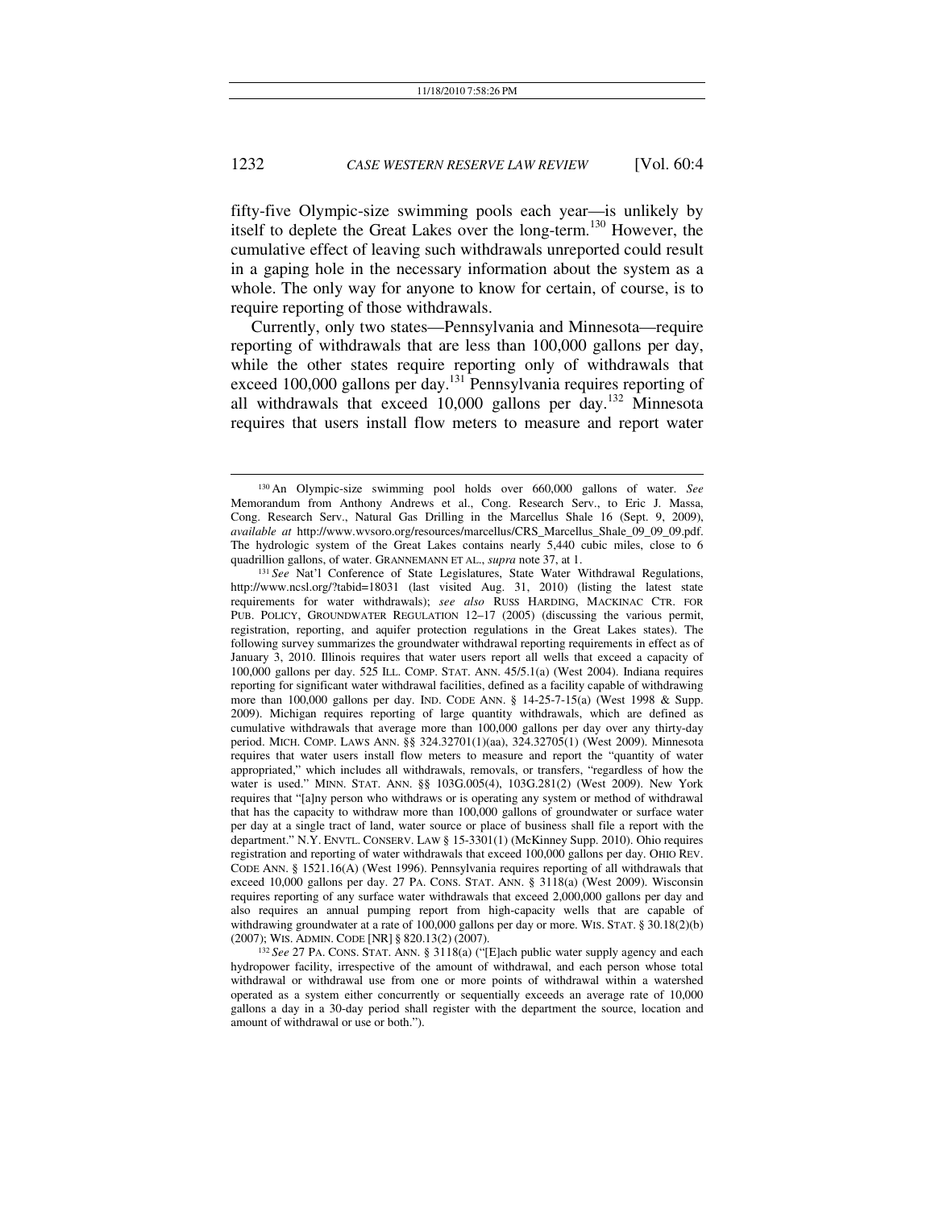fifty-five Olympic-size swimming pools each year—is unlikely by itself to deplete the Great Lakes over the long-term.[130] However, the cumulative effect of leaving such withdrawals unreported could result in a gaping hole in the necessary information about the system as a whole. The only way for anyone to know for certain, of course, is to require reporting of those withdrawals.

Currently, only two states—Pennsylvania and Minnesota—require reporting of withdrawals that are less than 100,000 gallons per day, while the other states require reporting only of withdrawals that exceed 100,000 gallons per day.[131] Pennsylvania requires reporting of all withdrawals that exceed 10,000 gallons per day.[132] Minnesota requires that users install flow meters to measure and report water

---

[130] An Olympic-size swimming pool holds over 660,000 gallons of water. *See* Memorandum from Anthony Andrews et al., Cong. Research Serv., to Eric J. Massa, Cong. Research Serv., Natural Gas Drilling in the Marcellus Shale 16 (Sept. 9, 2009), *available at* http://www.wvsoro.org/resources/marcellus/CRS_Marcellus_Shale_09_09_09.pdf. The hydrologic system of the Great Lakes contains nearly 5,440 cubic miles, close to 6 quadrillion gallons, of water. GRANNEMANN ET AL., *supra* note 37, at 1.

[131] *See* Nat'l Conference of State Legislatures, State Water Withdrawal Regulations, http://www.ncsl.org/?tabid=18031 (last visited Aug. 31, 2010) (listing the latest state requirements for water withdrawals); *see also* RUSS HARDING, MACKINAC CTR. FOR PUB. POLICY, GROUNDWATER REGULATION 12–17 (2005) (discussing the various permit, registration, reporting, and aquifer protection regulations in the Great Lakes states). The following survey summarizes the groundwater withdrawal reporting requirements in effect as of January 3, 2010. Illinois requires that water users report all wells that exceed a capacity of 100,000 gallons per day. 525 ILL. COMP. STAT. ANN. 45/5.1(a) (West 2004). Indiana requires reporting for significant water withdrawal facilities, defined as a facility capable of withdrawing more than 100,000 gallons per day. IND. CODE ANN. § 14-25-7-15(a) (West 1998 & Supp. 2009). Michigan requires reporting of large quantity withdrawals, which are defined as cumulative withdrawals that average more than 100,000 gallons per day over any thirty-day period. MICH. COMP. LAWS ANN. §§ 324.32701(1)(aa), 324.32705(1) (West 2009). Minnesota requires that water users install flow meters to measure and report the "quantity of water appropriated," which includes all withdrawals, removals, or transfers, "regardless of how the water is used." MINN. STAT. ANN. §§ 103G.005(4), 103G.281(2) (West 2009). New York requires that "[a]ny person who withdraws or is operating any system or method of withdrawal that has the capacity to withdraw more than 100,000 gallons of groundwater or surface water per day at a single tract of land, water source or place of business shall file a report with the department." N.Y. ENVTL. CONSERV. LAW § 15-3301(1) (McKinney Supp. 2010). Ohio requires registration and reporting of water withdrawals that exceed 100,000 gallons per day. OHIO REV. CODE ANN. § 1521.16(A) (West 1996). Pennsylvania requires reporting of all withdrawals that exceed 10,000 gallons per day. 27 PA. CONS. STAT. ANN. § 3118(a) (West 2009). Wisconsin requires reporting of any surface water withdrawals that exceed 2,000,000 gallons per day and also requires an annual pumping report from high-capacity wells that are capable of withdrawing groundwater at a rate of 100,000 gallons per day or more. WIS. STAT. § 30.18(2)(b) (2007); WIS. ADMIN. CODE [NR] § 820.13(2) (2007).

[132] *See* 27 PA. CONS. STAT. ANN. § 3118(a) ("[E]ach public water supply agency and each hydropower facility, irrespective of the amount of withdrawal, and each person whose total withdrawal or withdrawal use from one or more points of withdrawal within a watershed operated as a system either concurrently or sequentially exceeds an average rate of 10,000 gallons a day in a 30-day period shall register with the department the source, location and amount of withdrawal or use or both.").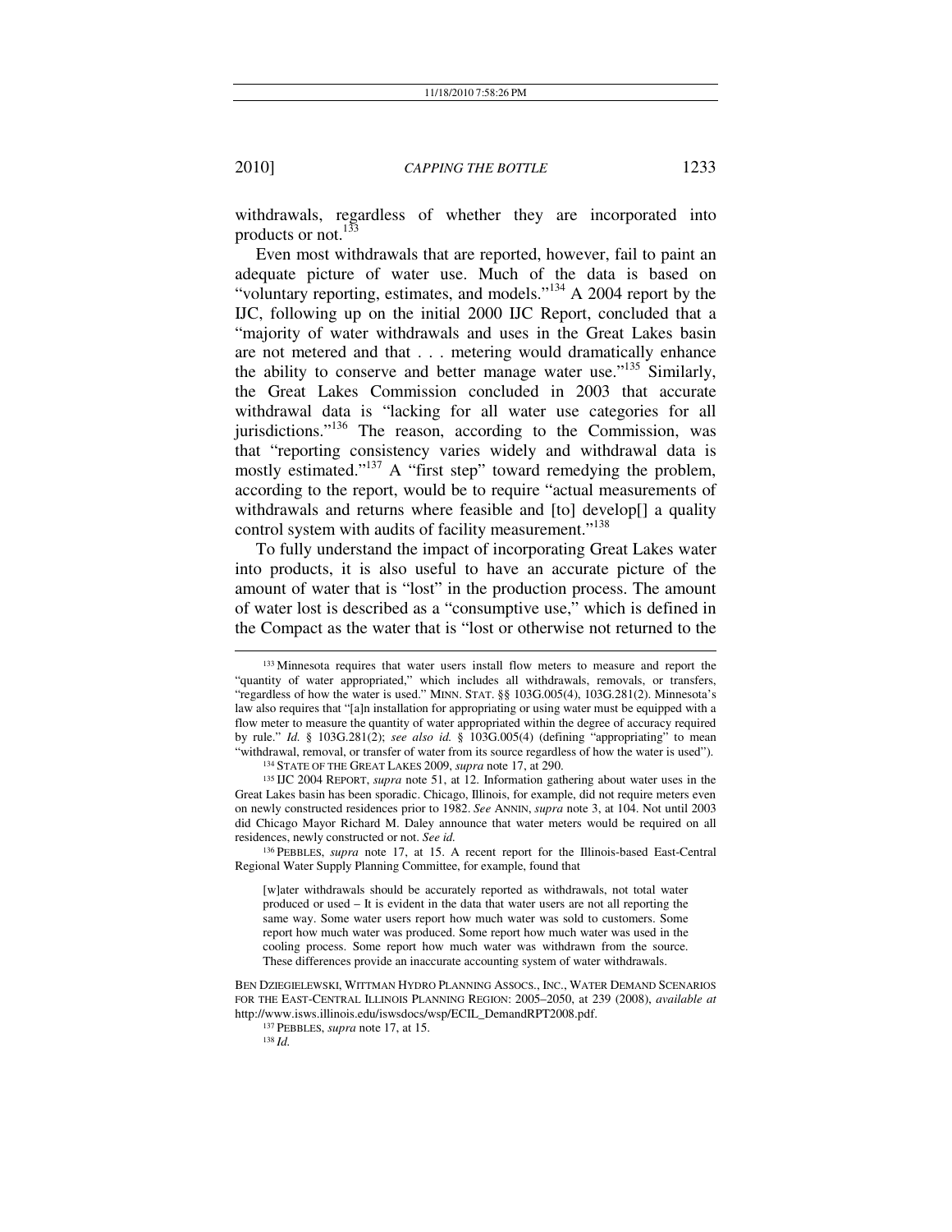withdrawals, regardless of whether they are incorporated into products or not.[133]

Even most withdrawals that are reported, however, fail to paint an adequate picture of water use. Much of the data is based on "voluntary reporting, estimates, and models."[134] A 2004 report by the IJC, following up on the initial 2000 IJC Report, concluded that a "majority of water withdrawals and uses in the Great Lakes basin are not metered and that . . . metering would dramatically enhance the ability to conserve and better manage water use."[135] Similarly, the Great Lakes Commission concluded in 2003 that accurate withdrawal data is "lacking for all water use categories for all jurisdictions."[136] The reason, according to the Commission, was that "reporting consistency varies widely and withdrawal data is mostly estimated."[137] A "first step" toward remedying the problem, according to the report, would be to require "actual measurements of withdrawals and returns where feasible and [to] develop[] a quality control system with audits of facility measurement."[138]

To fully understand the impact of incorporating Great Lakes water into products, it is also useful to have an accurate picture of the amount of water that is "lost" in the production process. The amount of water lost is described as a "consumptive use," which is defined in the Compact as the water that is "lost or otherwise not returned to the

---

[133] Minnesota requires that water users install flow meters to measure and report the "quantity of water appropriated," which includes all withdrawals, removals, or transfers, "regardless of how the water is used." MINN. STAT. §§ 103G.005(4), 103G.281(2). Minnesota's law also requires that "[a]n installation for appropriating or using water must be equipped with a flow meter to measure the quantity of water appropriated within the degree of accuracy required by rule." *Id.* § 103G.281(2); *see also id.* § 103G.005(4) (defining "appropriating" to mean "withdrawal, removal, or transfer of water from its source regardless of how the water is used").

[134] STATE OF THE GREAT LAKES 2009, *supra* note 17, at 290.

[135] IJC 2004 REPORT, *supra* note 51, at 12. Information gathering about water uses in the Great Lakes basin has been sporadic. Chicago, Illinois, for example, did not require meters even on newly constructed residences prior to 1982. *See* ANNIN, *supra* note 3, at 104. Not until 2003 did Chicago Mayor Richard M. Daley announce that water meters would be required on all residences, newly constructed or not. *See id.*

[136] PEBBLES, *supra* note 17, at 15. A recent report for the Illinois-based East-Central Regional Water Supply Planning Committee, for example, found that

> [w]ater withdrawals should be accurately reported as withdrawals, not total water produced or used – It is evident in the data that water users are not all reporting the same way. Some water users report how much water was sold to customers. Some report how much water was produced. Some report how much water was used in the cooling process. Some report how much water was withdrawn from the source. These differences provide an inaccurate accounting system of water withdrawals.

BEN DZIEGIELEWSKI, WITTMAN HYDRO PLANNING ASSOCS., INC., WATER DEMAND SCENARIOS FOR THE EAST-CENTRAL ILLINOIS PLANNING REGION: 2005–2050, at 239 (2008), *available at* http://www.isws.illinois.edu/iswsdocs/wsp/ECIL_DemandRPT2008.pdf.

[137] PEBBLES, *supra* note 17, at 15.

[138] *Id.*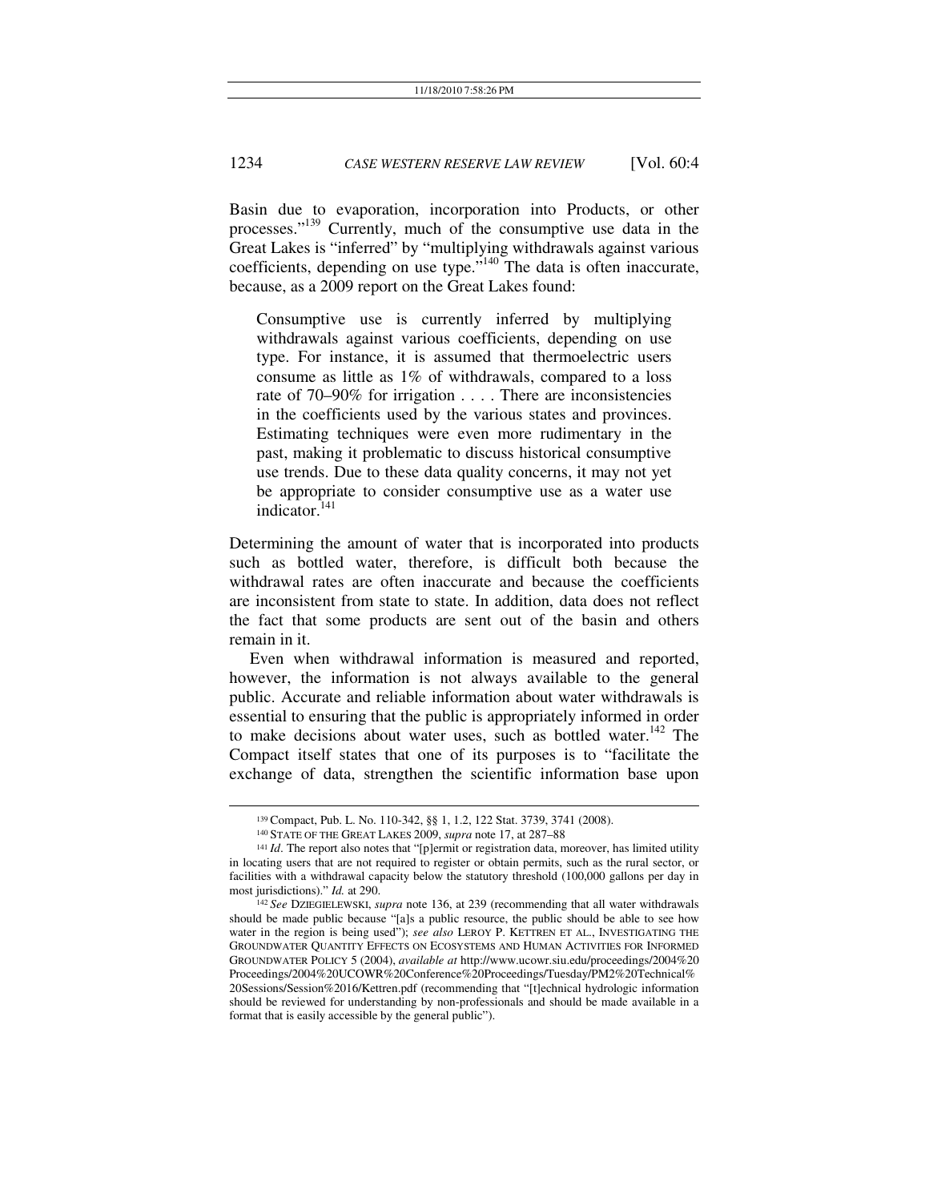Basin due to evaporation, incorporation into Products, or other processes."[139] Currently, much of the consumptive use data in the Great Lakes is "inferred" by "multiplying withdrawals against various coefficients, depending on use type."[140] The data is often inaccurate, because, as a 2009 report on the Great Lakes found:

> Consumptive use is currently inferred by multiplying withdrawals against various coefficients, depending on use type. For instance, it is assumed that thermoelectric users consume as little as 1% of withdrawals, compared to a loss rate of 70–90% for irrigation . . . . There are inconsistencies in the coefficients used by the various states and provinces. Estimating techniques were even more rudimentary in the past, making it problematic to discuss historical consumptive use trends. Due to these data quality concerns, it may not yet be appropriate to consider consumptive use as a water use indicator.[141]

Determining the amount of water that is incorporated into products such as bottled water, therefore, is difficult both because the withdrawal rates are often inaccurate and because the coefficients are inconsistent from state to state. In addition, data does not reflect the fact that some products are sent out of the basin and others remain in it.

Even when withdrawal information is measured and reported, however, the information is not always available to the general public. Accurate and reliable information about water withdrawals is essential to ensuring that the public is appropriately informed in order to make decisions about water uses, such as bottled water.[142] The Compact itself states that one of its purposes is to "facilitate the exchange of data, strengthen the scientific information base upon

---

[139] Compact, Pub. L. No. 110-342, §§ 1, 1.2, 122 Stat. 3739, 3741 (2008).

[140] STATE OF THE GREAT LAKES 2009, *supra* note 17, at 287–88

[141] *Id*. The report also notes that "[p]ermit or registration data, moreover, has limited utility in locating users that are not required to register or obtain permits, such as the rural sector, or facilities with a withdrawal capacity below the statutory threshold (100,000 gallons per day in most jurisdictions)." *Id.* at 290.

[142] *See* DZIEGIELEWSKI, *supra* note 136, at 239 (recommending that all water withdrawals should be made public because "[a]s a public resource, the public should be able to see how water in the region is being used"); *see also* LEROY P. KETTREN ET AL., INVESTIGATING THE GROUNDWATER QUANTITY EFFECTS ON ECOSYSTEMS AND HUMAN ACTIVITIES FOR INFORMED GROUNDWATER POLICY 5 (2004), *available at* http://www.ucowr.siu.edu/proceedings/2004%20Proceedings/2004%20UCOWR%20Conference%20Proceedings/Tuesday/PM2%20Technical%20Sessions/Session%2016/Kettren.pdf (recommending that "[t]echnical hydrologic information should be reviewed for understanding by non-professionals and should be made available in a format that is easily accessible by the general public").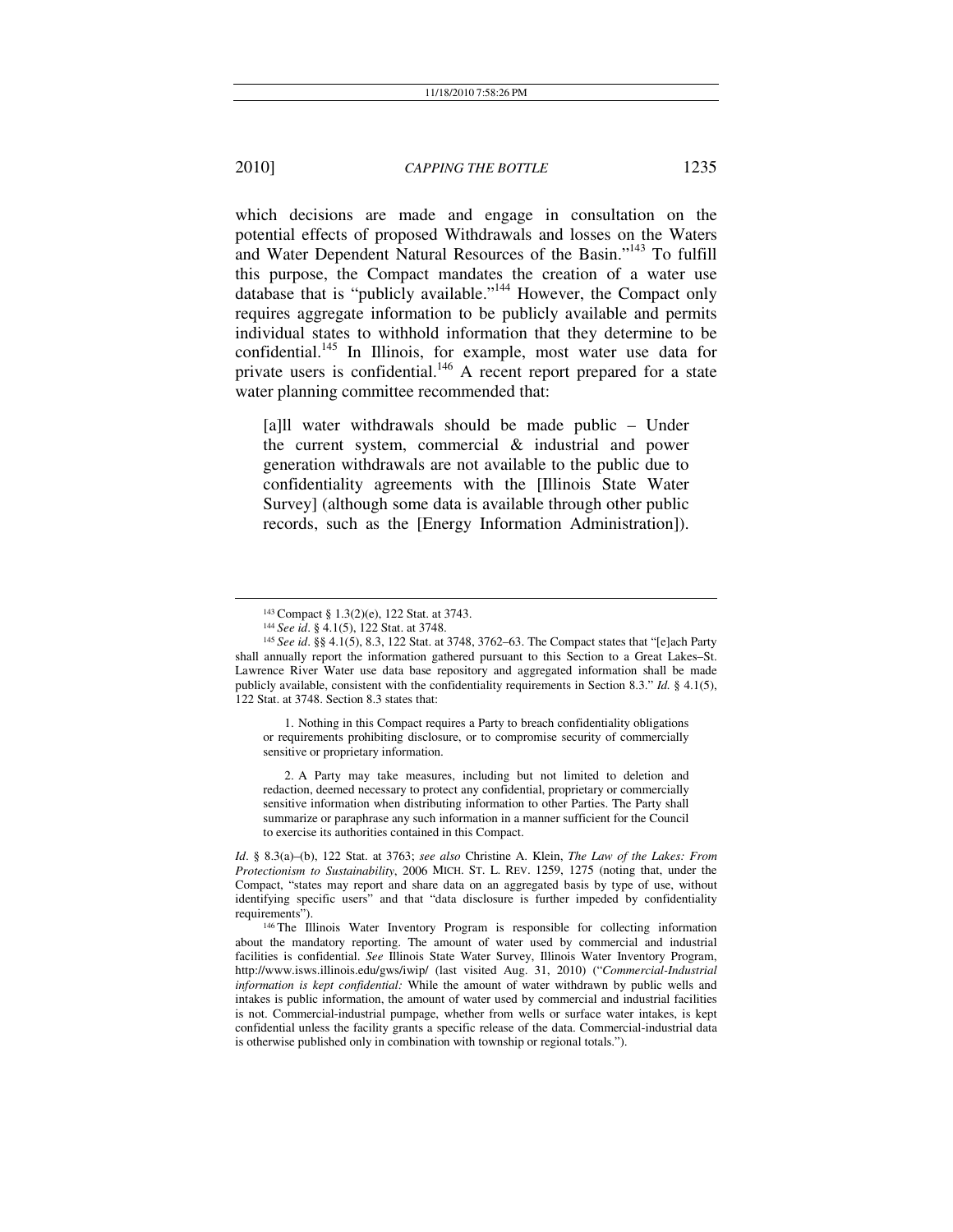which decisions are made and engage in consultation on the potential effects of proposed Withdrawals and losses on the Waters and Water Dependent Natural Resources of the Basin."[143] To fulfill this purpose, the Compact mandates the creation of a water use database that is "publicly available."[144] However, the Compact only requires aggregate information to be publicly available and permits individual states to withhold information that they determine to be confidential.[145] In Illinois, for example, most water use data for private users is confidential.[146] A recent report prepared for a state water planning committee recommended that:

> [a]ll water withdrawals should be made public – Under the current system, commercial & industrial and power generation withdrawals are not available to the public due to confidentiality agreements with the [Illinois State Water Survey] (although some data is available through other public records, such as the [Energy Information Administration]).

---

[143] Compact § 1.3(2)(e), 122 Stat. at 3743.

[144] *See id*. § 4.1(5), 122 Stat. at 3748.

[145] *See id*. §§ 4.1(5), 8.3, 122 Stat. at 3748, 3762–63. The Compact states that "[e]ach Party shall annually report the information gathered pursuant to this Section to a Great Lakes–St. Lawrence River Water use data base repository and aggregated information shall be made publicly available, consistent with the confidentiality requirements in Section 8.3." *Id.* § 4.1(5), 122 Stat. at 3748. Section 8.3 states that:

> 1. Nothing in this Compact requires a Party to breach confidentiality obligations or requirements prohibiting disclosure, or to compromise security of commercially sensitive or proprietary information.
>
> 2. A Party may take measures, including but not limited to deletion and redaction, deemed necessary to protect any confidential, proprietary or commercially sensitive information when distributing information to other Parties. The Party shall summarize or paraphrase any such information in a manner sufficient for the Council to exercise its authorities contained in this Compact.

*Id*. § 8.3(a)–(b), 122 Stat. at 3763; *see also* Christine A. Klein, *The Law of the Lakes: From Protectionism to Sustainability*, 2006 MICH. ST. L. REV. 1259, 1275 (noting that, under the Compact, "states may report and share data on an aggregated basis by type of use, without identifying specific users" and that "data disclosure is further impeded by confidentiality requirements").

[146] The Illinois Water Inventory Program is responsible for collecting information about the mandatory reporting. The amount of water used by commercial and industrial facilities is confidential. *See* Illinois State Water Survey, Illinois Water Inventory Program, http://www.isws.illinois.edu/gws/iwip/ (last visited Aug. 31, 2010) ("*Commercial-Industrial information is kept confidential:* While the amount of water withdrawn by public wells and intakes is public information, the amount of water used by commercial and industrial facilities is not. Commercial-industrial pumpage, whether from wells or surface water intakes, is kept confidential unless the facility grants a specific release of the data. Commercial-industrial data is otherwise published only in combination with township or regional totals.").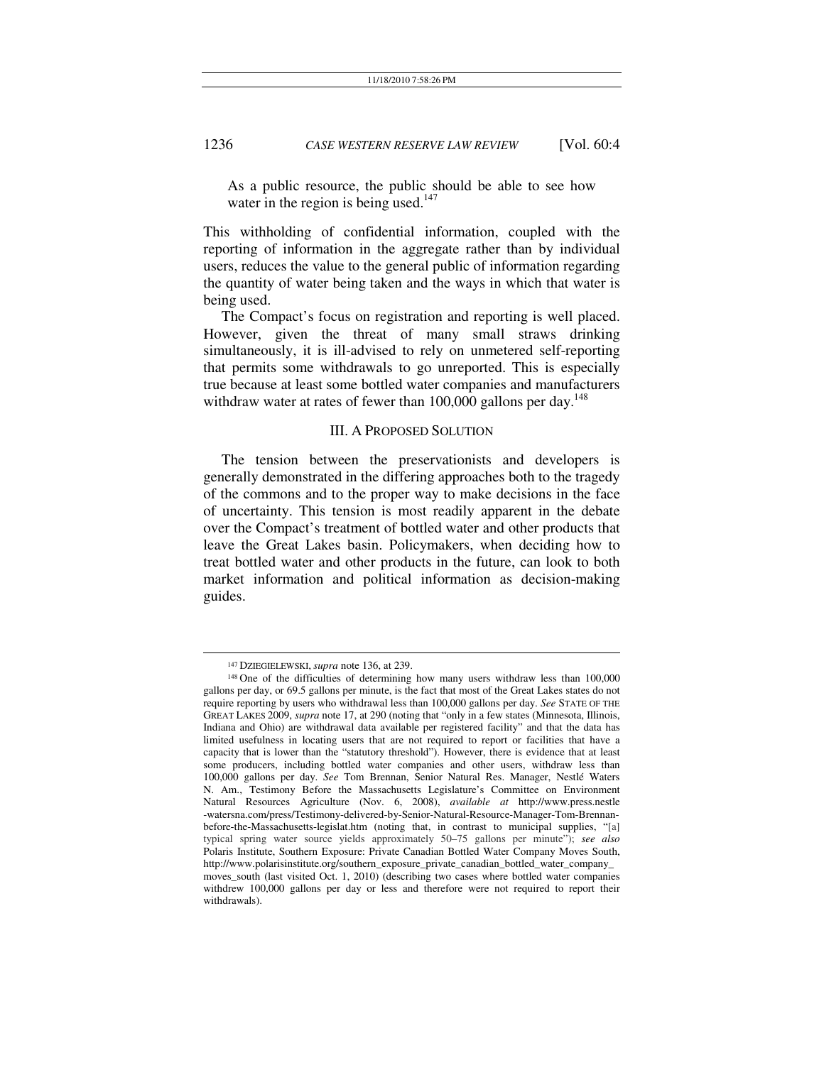As a public resource, the public should be able to see how water in the region is being used.[147]

This withholding of confidential information, coupled with the reporting of information in the aggregate rather than by individual users, reduces the value to the general public of information regarding the quantity of water being taken and the ways in which that water is being used.

The Compact's focus on registration and reporting is well placed. However, given the threat of many small straws drinking simultaneously, it is ill-advised to rely on unmetered self-reporting that permits some withdrawals to go unreported. This is especially true because at least some bottled water companies and manufacturers withdraw water at rates of fewer than 100,000 gallons per day.[148]

## III. A PROPOSED SOLUTION

The tension between the preservationists and developers is generally demonstrated in the differing approaches both to the tragedy of the commons and to the proper way to make decisions in the face of uncertainty. This tension is most readily apparent in the debate over the Compact's treatment of bottled water and other products that leave the Great Lakes basin. Policymakers, when deciding how to treat bottled water and other products in the future, can look to both market information and political information as decision-making guides.

---

[147] DZIEGIELEWSKI, *supra* note 136, at 239.

[148] One of the difficulties of determining how many users withdraw less than 100,000 gallons per day, or 69.5 gallons per minute, is the fact that most of the Great Lakes states do not require reporting by users who withdrawal less than 100,000 gallons per day. *See* STATE OF THE GREAT LAKES 2009, *supra* note 17, at 290 (noting that "only in a few states (Minnesota, Illinois, Indiana and Ohio) are withdrawal data available per registered facility" and that the data has limited usefulness in locating users that are not required to report or facilities that have a capacity that is lower than the "statutory threshold"). However, there is evidence that at least some producers, including bottled water companies and other users, withdraw less than 100,000 gallons per day. *See* Tom Brennan, Senior Natural Res. Manager, Nestlé Waters N. Am., Testimony Before the Massachusetts Legislature's Committee on Environment Natural Resources Agriculture (Nov. 6, 2008), *available at* http://www.press.nestle-watersna.com/press/Testimony-delivered-by-Senior-Natural-Resource-Manager-Tom-Brennan-before-the-Massachusetts-legislat.htm (noting that, in contrast to municipal supplies, "[a] typical spring water source yields approximately 50–75 gallons per minute"); *see also* Polaris Institute, Southern Exposure: Private Canadian Bottled Water Company Moves South, http://www.polarisinstitute.org/southern_exposure_private_canadian_bottled_water_company_moves_south (last visited Oct. 1, 2010) (describing two cases where bottled water companies withdrew 100,000 gallons per day or less and therefore were not required to report their withdrawals).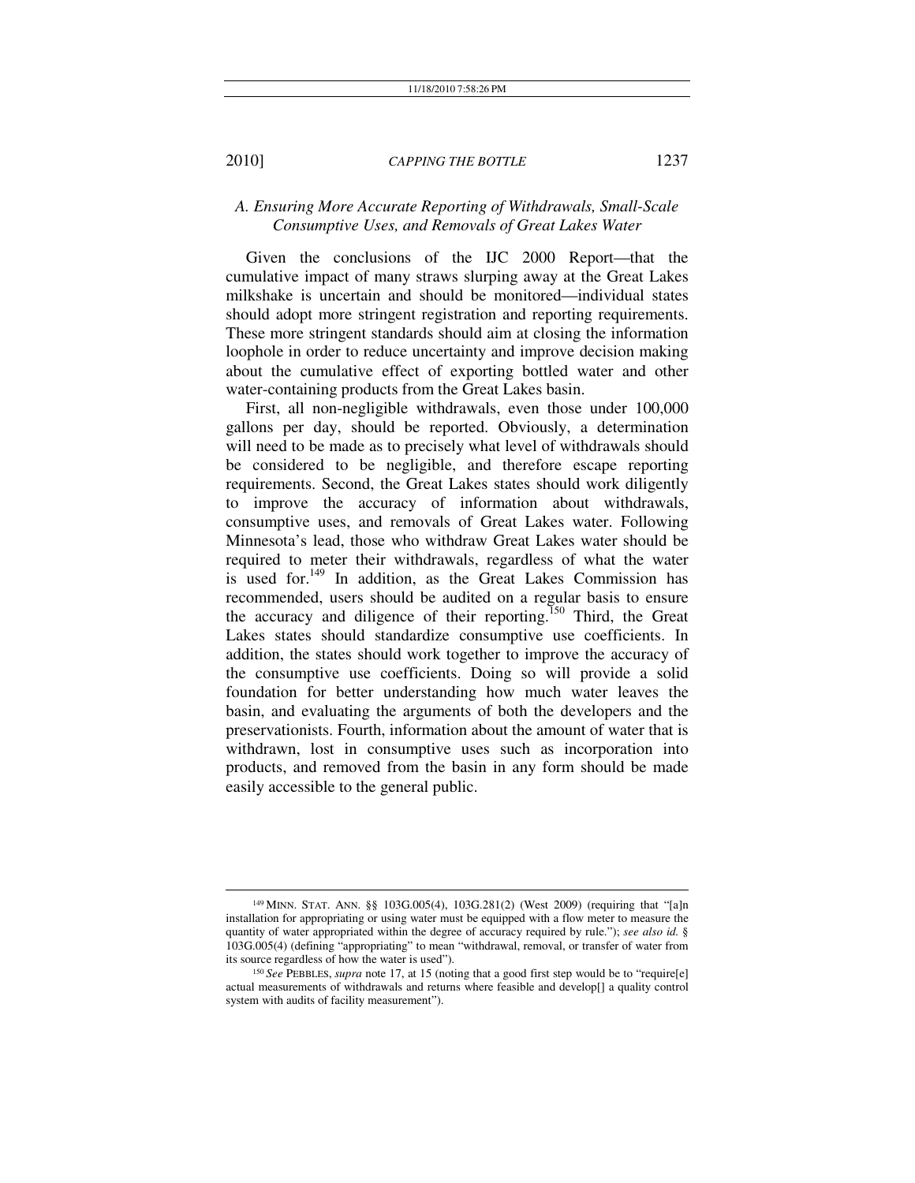### *A. Ensuring More Accurate Reporting of Withdrawals, Small-Scale Consumptive Uses, and Removals of Great Lakes Water*

Given the conclusions of the IJC 2000 Report—that the cumulative impact of many straws slurping away at the Great Lakes milkshake is uncertain and should be monitored—individual states should adopt more stringent registration and reporting requirements. These more stringent standards should aim at closing the information loophole in order to reduce uncertainty and improve decision making about the cumulative effect of exporting bottled water and other water-containing products from the Great Lakes basin.

First, all non-negligible withdrawals, even those under 100,000 gallons per day, should be reported. Obviously, a determination will need to be made as to precisely what level of withdrawals should be considered to be negligible, and therefore escape reporting requirements. Second, the Great Lakes states should work diligently to improve the accuracy of information about withdrawals, consumptive uses, and removals of Great Lakes water. Following Minnesota's lead, those who withdraw Great Lakes water should be required to meter their withdrawals, regardless of what the water is used for.[149] In addition, as the Great Lakes Commission has recommended, users should be audited on a regular basis to ensure the accuracy and diligence of their reporting.[150] Third, the Great Lakes states should standardize consumptive use coefficients. In addition, the states should work together to improve the accuracy of the consumptive use coefficients. Doing so will provide a solid foundation for better understanding how much water leaves the basin, and evaluating the arguments of both the developers and the preservationists. Fourth, information about the amount of water that is withdrawn, lost in consumptive uses such as incorporation into products, and removed from the basin in any form should be made easily accessible to the general public.

---

[149] MINN. STAT. ANN. §§ 103G.005(4), 103G.281(2) (West 2009) (requiring that "[a]n installation for appropriating or using water must be equipped with a flow meter to measure the quantity of water appropriated within the degree of accuracy required by rule."); *see also id.* § 103G.005(4) (defining "appropriating" to mean "withdrawal, removal, or transfer of water from its source regardless of how the water is used").

[150] *See* PEBBLES, *supra* note 17, at 15 (noting that a good first step would be to "require[e] actual measurements of withdrawals and returns where feasible and develop[] a quality control system with audits of facility measurement").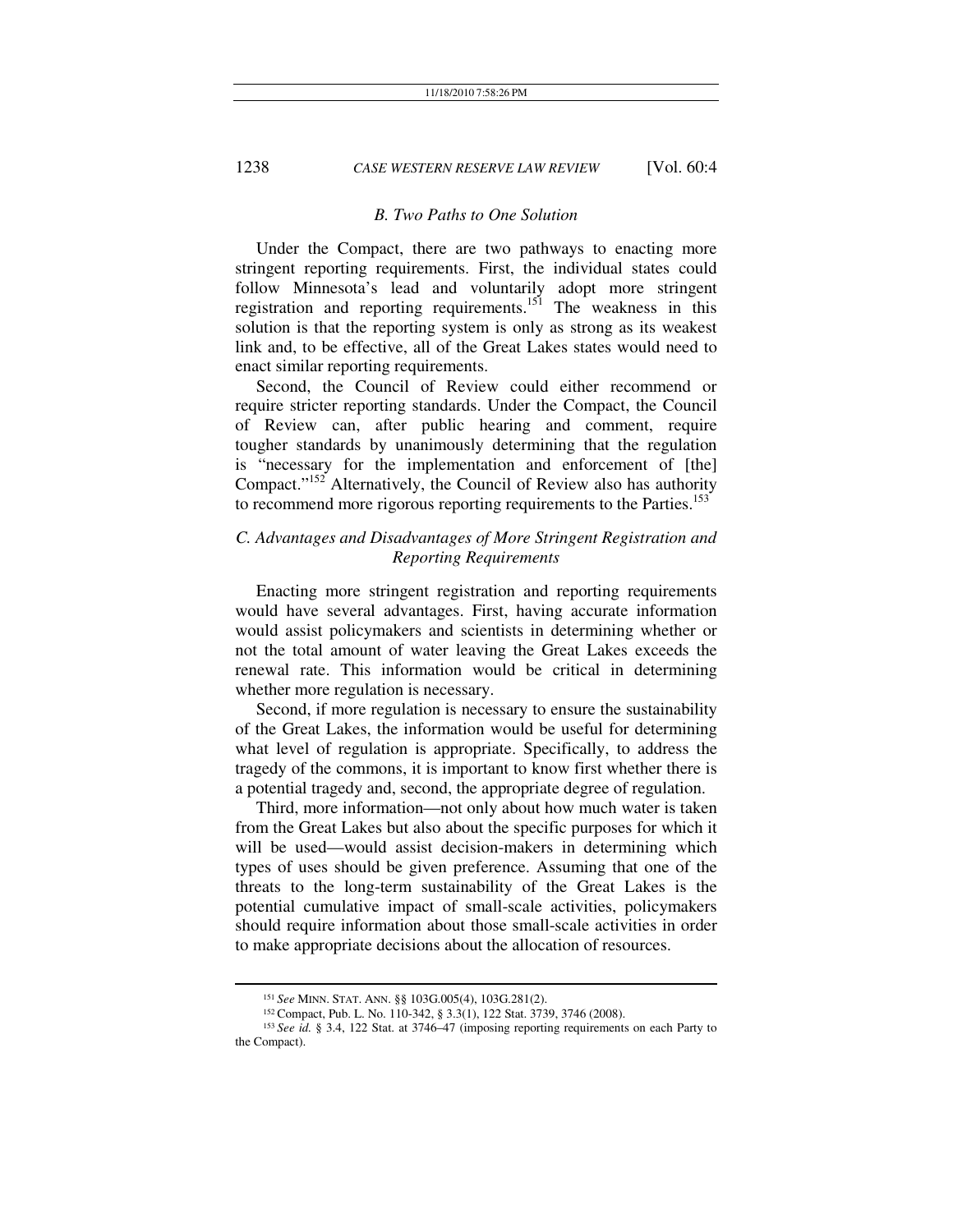### *B. Two Paths to One Solution*

Under the Compact, there are two pathways to enacting more stringent reporting requirements. First, the individual states could follow Minnesota's lead and voluntarily adopt more stringent registration and reporting requirements.[151] The weakness in this solution is that the reporting system is only as strong as its weakest link and, to be effective, all of the Great Lakes states would need to enact similar reporting requirements.

Second, the Council of Review could either recommend or require stricter reporting standards. Under the Compact, the Council of Review can, after public hearing and comment, require tougher standards by unanimously determining that the regulation is "necessary for the implementation and enforcement of [the] Compact."[152] Alternatively, the Council of Review also has authority to recommend more rigorous reporting requirements to the Parties.[153]

### *C. Advantages and Disadvantages of More Stringent Registration and Reporting Requirements*

Enacting more stringent registration and reporting requirements would have several advantages. First, having accurate information would assist policymakers and scientists in determining whether or not the total amount of water leaving the Great Lakes exceeds the renewal rate. This information would be critical in determining whether more regulation is necessary.

Second, if more regulation is necessary to ensure the sustainability of the Great Lakes, the information would be useful for determining what level of regulation is appropriate. Specifically, to address the tragedy of the commons, it is important to know first whether there is a potential tragedy and, second, the appropriate degree of regulation.

Third, more information—not only about how much water is taken from the Great Lakes but also about the specific purposes for which it will be used—would assist decision-makers in determining which types of uses should be given preference. Assuming that one of the threats to the long-term sustainability of the Great Lakes is the potential cumulative impact of small-scale activities, policymakers should require information about those small-scale activities in order to make appropriate decisions about the allocation of resources.

---

[151] *See* MINN. STAT. ANN. §§ 103G.005(4), 103G.281(2).

[152] Compact, Pub. L. No. 110-342, § 3.3(1), 122 Stat. 3739, 3746 (2008).

[153] *See id.* § 3.4, 122 Stat. at 3746–47 (imposing reporting requirements on each Party to the Compact).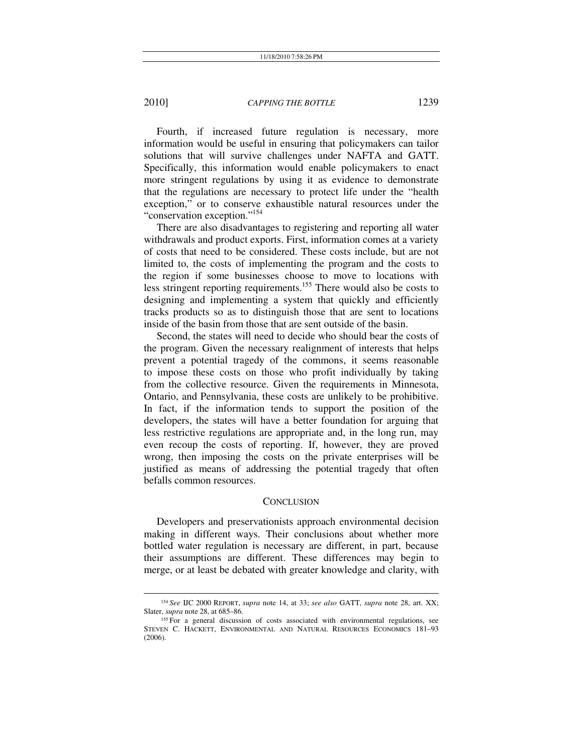Fourth, if increased future regulation is necessary, more information would be useful in ensuring that policymakers can tailor solutions that will survive challenges under NAFTA and GATT. Specifically, this information would enable policymakers to enact more stringent regulations by using it as evidence to demonstrate that the regulations are necessary to protect life under the "health exception," or to conserve exhaustible natural resources under the "conservation exception."[154]

There are also disadvantages to registering and reporting all water withdrawals and product exports. First, information comes at a variety of costs that need to be considered. These costs include, but are not limited to, the costs of implementing the program and the costs to the region if some businesses choose to move to locations with less stringent reporting requirements.[155] There would also be costs to designing and implementing a system that quickly and efficiently tracks products so as to distinguish those that are sent to locations inside of the basin from those that are sent outside of the basin.

Second, the states will need to decide who should bear the costs of the program. Given the necessary realignment of interests that helps prevent a potential tragedy of the commons, it seems reasonable to impose these costs on those who profit individually by taking from the collective resource. Given the requirements in Minnesota, Ontario, and Pennsylvania, these costs are unlikely to be prohibitive. In fact, if the information tends to support the position of the developers, the states will have a better foundation for arguing that less restrictive regulations are appropriate and, in the long run, may even recoup the costs of reporting. If, however, they are proved wrong, then imposing the costs on the private enterprises will be justified as means of addressing the potential tragedy that often befalls common resources.

## CONCLUSION

Developers and preservationists approach environmental decision making in different ways. Their conclusions about whether more bottled water regulation is necessary are different, in part, because their assumptions are different. These differences may begin to merge, or at least be debated with greater knowledge and clarity, with

---

[154] *See* IJC 2000 REPORT, *supra* note 14, at 33; *see also* GATT, *supra* note 28, art. XX; Slater, *supra* note 28, at 685–86.

[155] For a general discussion of costs associated with environmental regulations, see STEVEN C. HACKETT, ENVIRONMENTAL AND NATURAL RESOURCES ECONOMICS 181–93 (2006).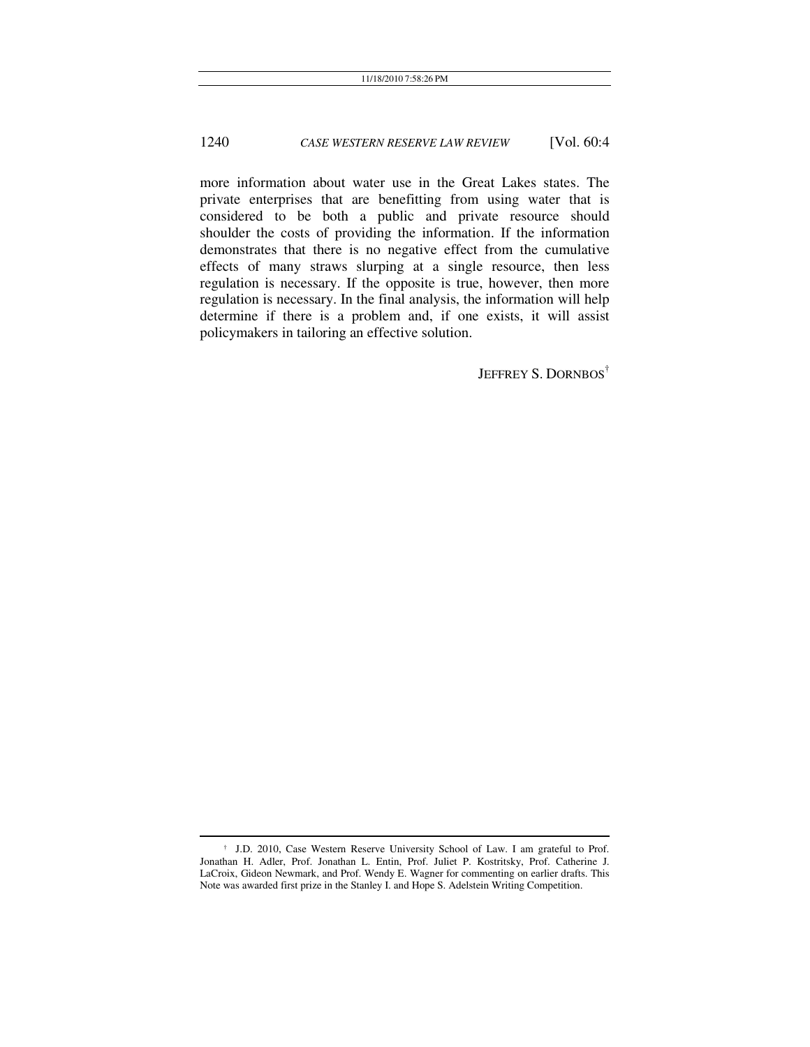more information about water use in the Great Lakes states. The private enterprises that are benefitting from using water that is considered to be both a public and private resource should shoulder the costs of providing the information. If the information demonstrates that there is no negative effect from the cumulative effects of many straws slurping at a single resource, then less regulation is necessary. If the opposite is true, however, then more regulation is necessary. In the final analysis, the information will help determine if there is a problem and, if one exists, it will assist policymakers in tailoring an effective solution.

JEFFREY S. DORNBOS[†]

---

[†] J.D. 2010, Case Western Reserve University School of Law. I am grateful to Prof. Jonathan H. Adler, Prof. Jonathan L. Entin, Prof. Juliet P. Kostritsky, Prof. Catherine J. LaCroix, Gideon Newmark, and Prof. Wendy E. Wagner for commenting on earlier drafts. This Note was awarded first prize in the Stanley I. and Hope S. Adelstein Writing Competition.